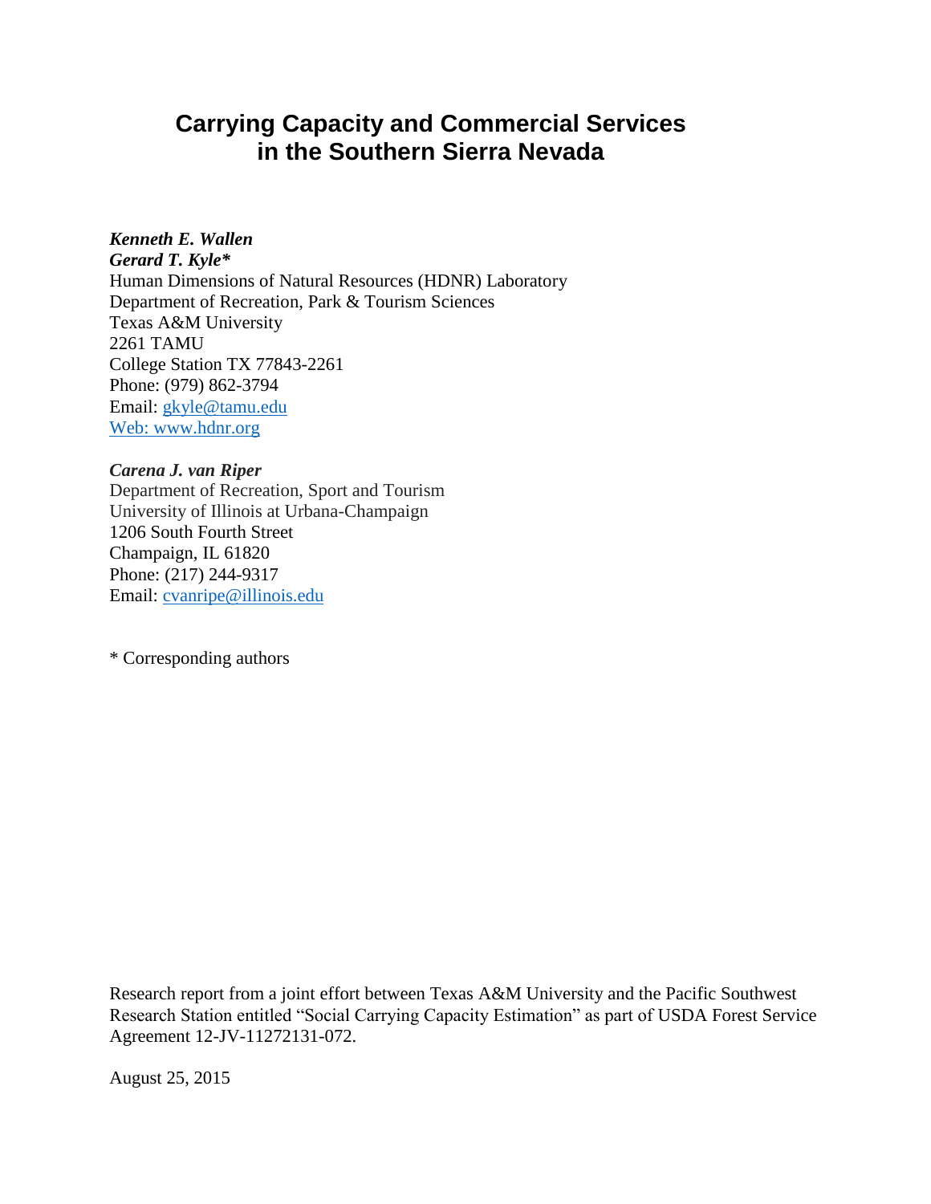# Carrying Capacity and Commercial Services in the Southern Sierra Nevada

***Kenneth E. Wallen***
***Gerard T. Kyle****
Human Dimensions of Natural Resources (HDNR) Laboratory
Department of Recreation, Park & Tourism Sciences
Texas A&M University
2261 TAMU
College Station TX 77843-2261
Phone: (979) 862-3794
Email: gkyle@tamu.edu
Web: www.hdnr.org

***Carena J. van Riper***
Department of Recreation, Sport and Tourism
University of Illinois at Urbana-Champaign
1206 South Fourth Street
Champaign, IL 61820
Phone: (217) 244-9317
Email: cvanripe@illinois.edu

* Corresponding authors

Research report from a joint effort between Texas A&M University and the Pacific Southwest Research Station entitled "Social Carrying Capacity Estimation" as part of USDA Forest Service Agreement 12-JV-11272131-072.

August 25, 2015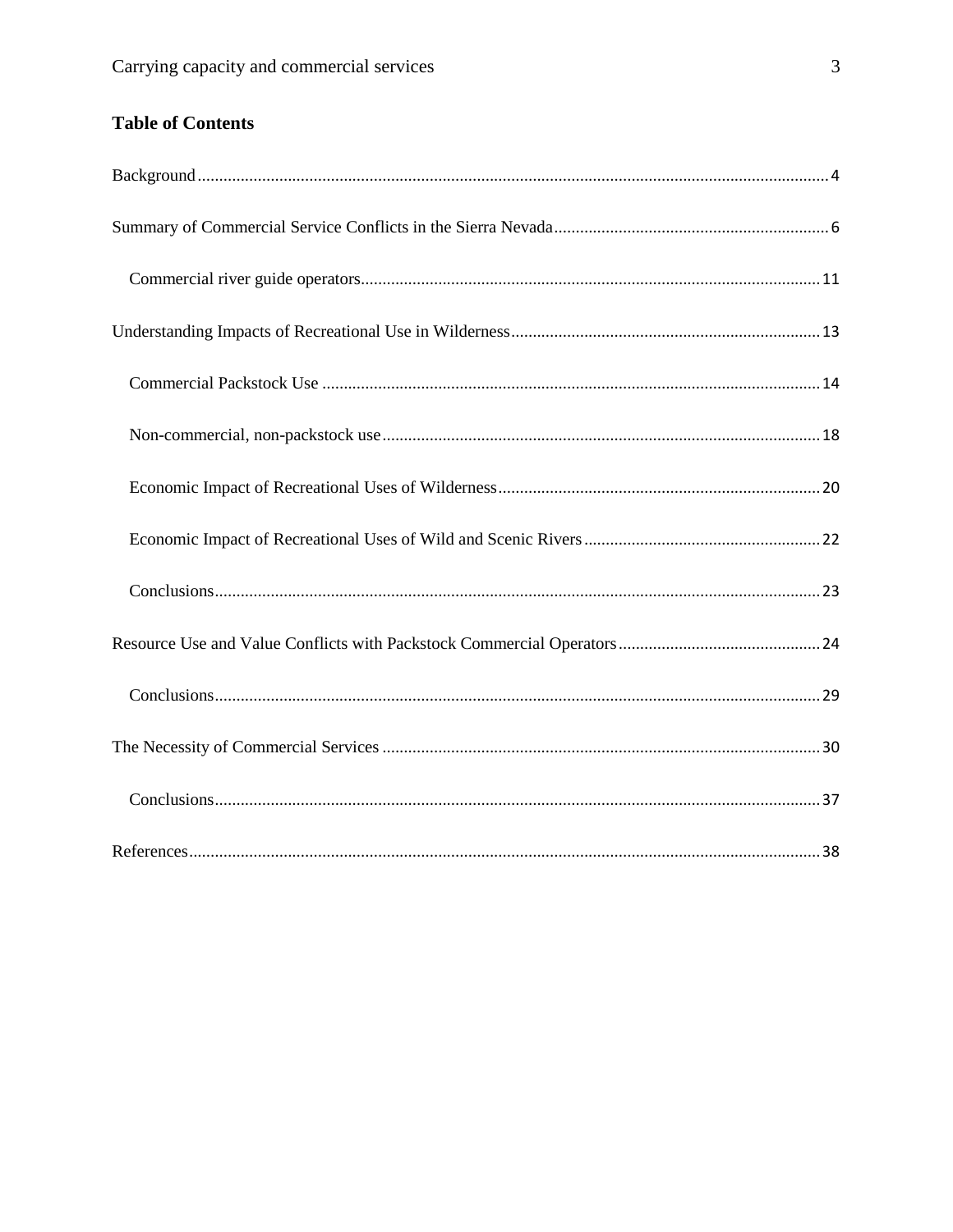## Table of Contents

Background ........ 4

Summary of Commercial Service Conflicts in the Sierra Nevada ........ 6

- Commercial river guide operators ........ 11

Understanding Impacts of Recreational Use in Wilderness ........ 13

- Commercial Packstock Use ........ 14
- Non-commercial, non-packstock use ........ 18
- Economic Impact of Recreational Uses of Wilderness ........ 20
- Economic Impact of Recreational Uses of Wild and Scenic Rivers ........ 22
- Conclusions ........ 23

Resource Use and Value Conflicts with Packstock Commercial Operators ........ 24

- Conclusions ........ 29

The Necessity of Commercial Services ........ 30

- Conclusions ........ 37

References ........ 38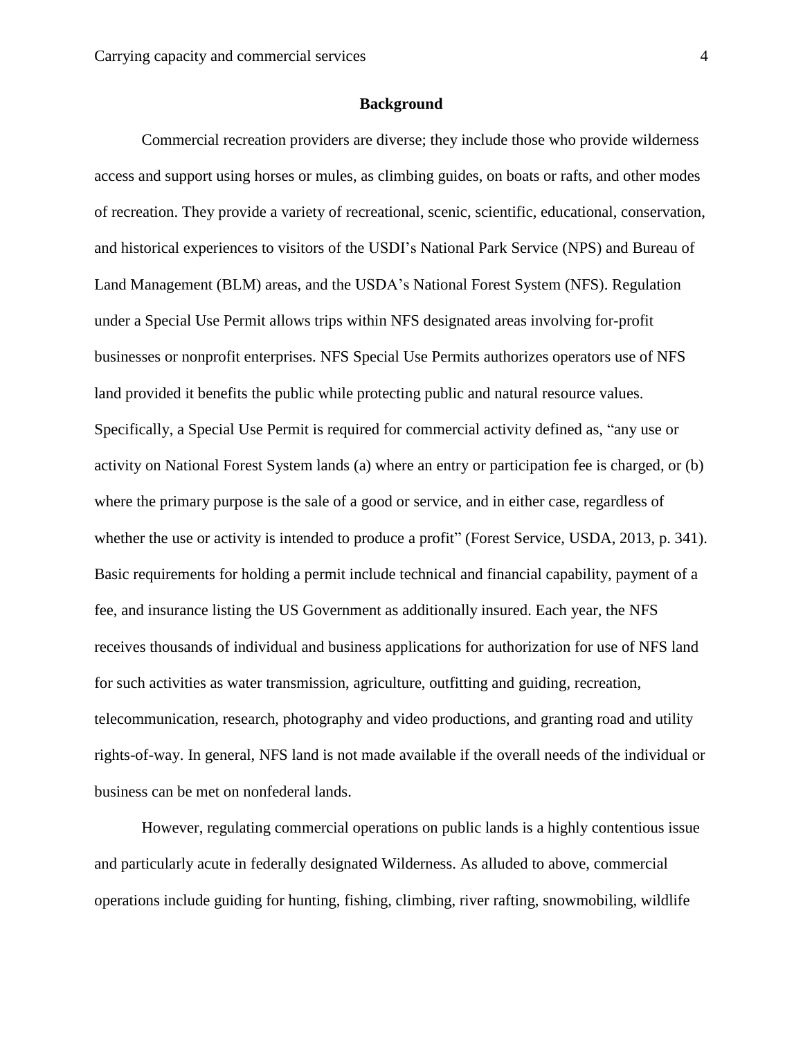## Background

Commercial recreation providers are diverse; they include those who provide wilderness access and support using horses or mules, as climbing guides, on boats or rafts, and other modes of recreation. They provide a variety of recreational, scenic, scientific, educational, conservation, and historical experiences to visitors of the USDI's National Park Service (NPS) and Bureau of Land Management (BLM) areas, and the USDA's National Forest System (NFS). Regulation under a Special Use Permit allows trips within NFS designated areas involving for-profit businesses or nonprofit enterprises. NFS Special Use Permits authorizes operators use of NFS land provided it benefits the public while protecting public and natural resource values. Specifically, a Special Use Permit is required for commercial activity defined as, "any use or activity on National Forest System lands (a) where an entry or participation fee is charged, or (b) where the primary purpose is the sale of a good or service, and in either case, regardless of whether the use or activity is intended to produce a profit" (Forest Service, USDA, 2013, p. 341). Basic requirements for holding a permit include technical and financial capability, payment of a fee, and insurance listing the US Government as additionally insured. Each year, the NFS receives thousands of individual and business applications for authorization for use of NFS land for such activities as water transmission, agriculture, outfitting and guiding, recreation, telecommunication, research, photography and video productions, and granting road and utility rights-of-way. In general, NFS land is not made available if the overall needs of the individual or business can be met on nonfederal lands.

However, regulating commercial operations on public lands is a highly contentious issue and particularly acute in federally designated Wilderness. As alluded to above, commercial operations include guiding for hunting, fishing, climbing, river rafting, snowmobiling, wildlife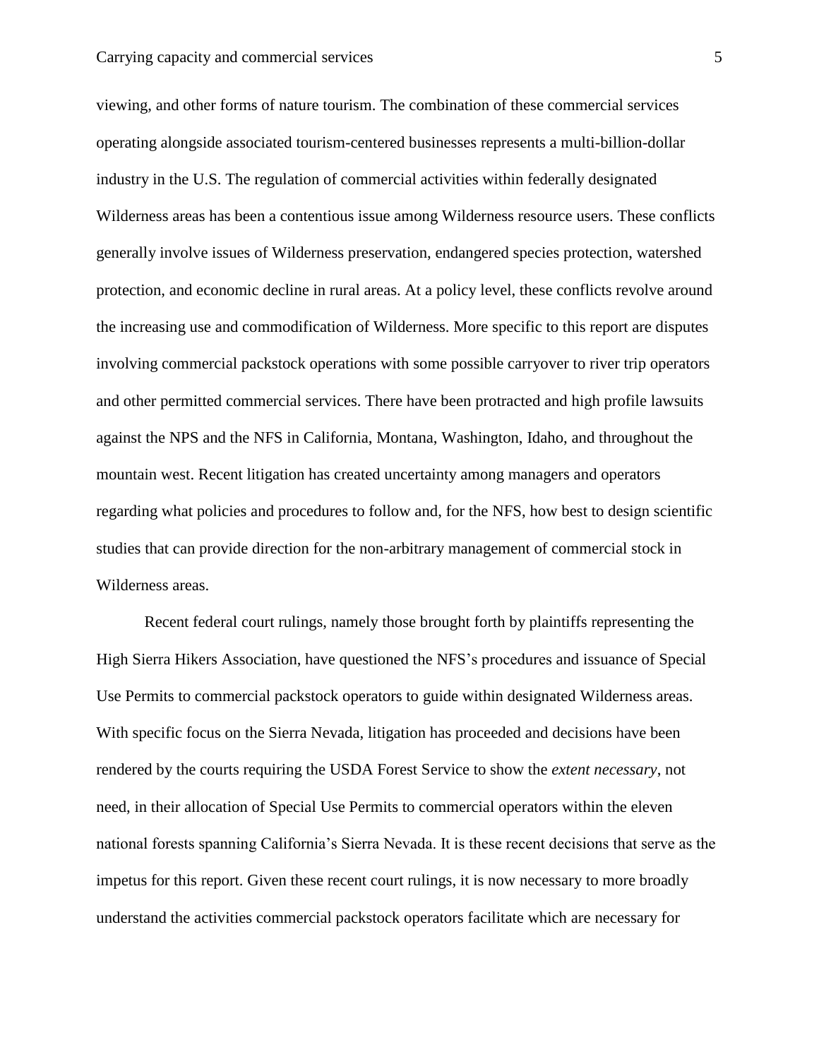viewing, and other forms of nature tourism. The combination of these commercial services operating alongside associated tourism-centered businesses represents a multi-billion-dollar industry in the U.S. The regulation of commercial activities within federally designated Wilderness areas has been a contentious issue among Wilderness resource users. These conflicts generally involve issues of Wilderness preservation, endangered species protection, watershed protection, and economic decline in rural areas. At a policy level, these conflicts revolve around the increasing use and commodification of Wilderness. More specific to this report are disputes involving commercial packstock operations with some possible carryover to river trip operators and other permitted commercial services. There have been protracted and high profile lawsuits against the NPS and the NFS in California, Montana, Washington, Idaho, and throughout the mountain west. Recent litigation has created uncertainty among managers and operators regarding what policies and procedures to follow and, for the NFS, how best to design scientific studies that can provide direction for the non-arbitrary management of commercial stock in Wilderness areas.

Recent federal court rulings, namely those brought forth by plaintiffs representing the High Sierra Hikers Association, have questioned the NFS's procedures and issuance of Special Use Permits to commercial packstock operators to guide within designated Wilderness areas. With specific focus on the Sierra Nevada, litigation has proceeded and decisions have been rendered by the courts requiring the USDA Forest Service to show the *extent necessary*, not need, in their allocation of Special Use Permits to commercial operators within the eleven national forests spanning California's Sierra Nevada. It is these recent decisions that serve as the impetus for this report. Given these recent court rulings, it is now necessary to more broadly understand the activities commercial packstock operators facilitate which are necessary for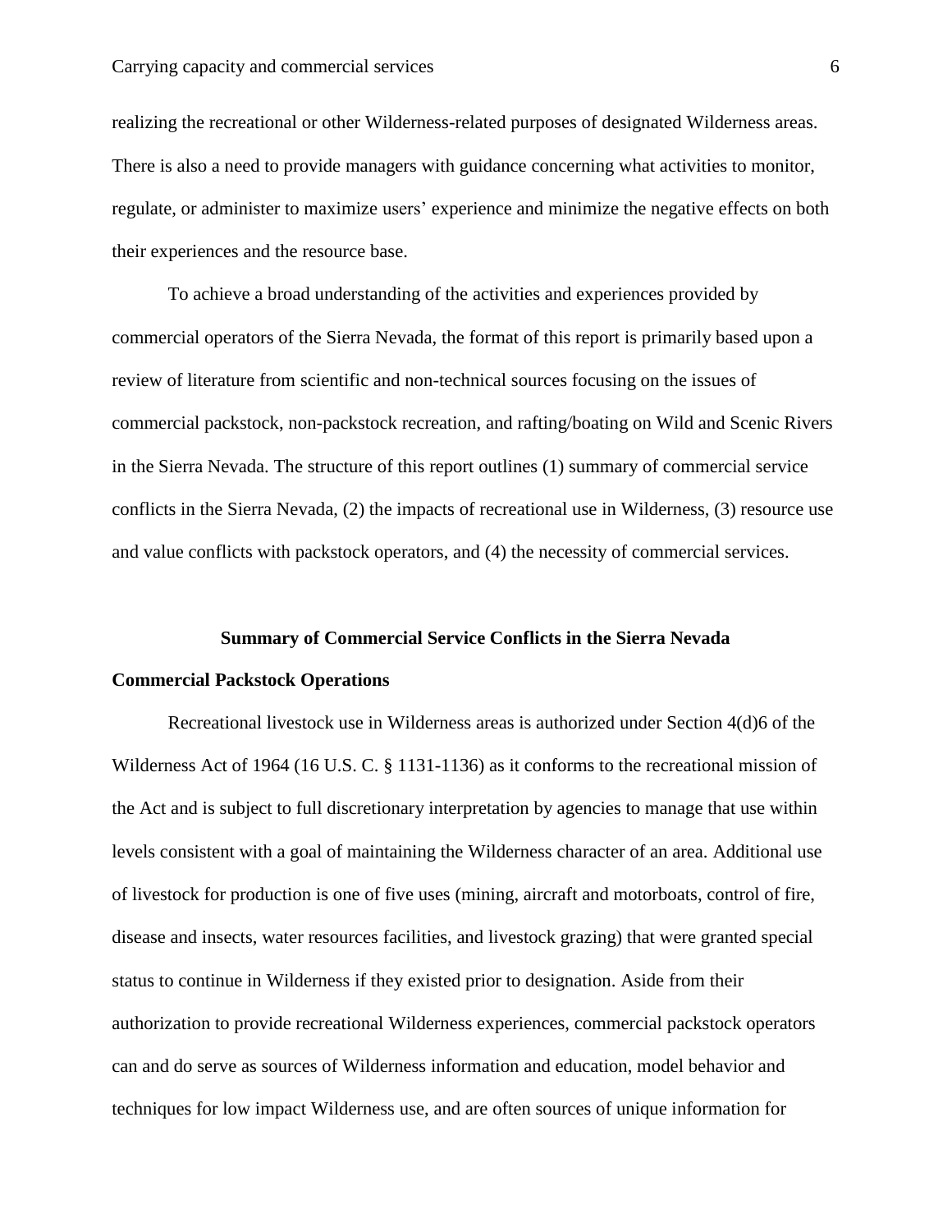realizing the recreational or other Wilderness-related purposes of designated Wilderness areas. There is also a need to provide managers with guidance concerning what activities to monitor, regulate, or administer to maximize users' experience and minimize the negative effects on both their experiences and the resource base.

To achieve a broad understanding of the activities and experiences provided by commercial operators of the Sierra Nevada, the format of this report is primarily based upon a review of literature from scientific and non-technical sources focusing on the issues of commercial packstock, non-packstock recreation, and rafting/boating on Wild and Scenic Rivers in the Sierra Nevada. The structure of this report outlines (1) summary of commercial service conflicts in the Sierra Nevada, (2) the impacts of recreational use in Wilderness, (3) resource use and value conflicts with packstock operators, and (4) the necessity of commercial services.

## Summary of Commercial Service Conflicts in the Sierra Nevada

### Commercial Packstock Operations

Recreational livestock use in Wilderness areas is authorized under Section 4(d)6 of the Wilderness Act of 1964 (16 U.S. C. § 1131-1136) as it conforms to the recreational mission of the Act and is subject to full discretionary interpretation by agencies to manage that use within levels consistent with a goal of maintaining the Wilderness character of an area. Additional use of livestock for production is one of five uses (mining, aircraft and motorboats, control of fire, disease and insects, water resources facilities, and livestock grazing) that were granted special status to continue in Wilderness if they existed prior to designation. Aside from their authorization to provide recreational Wilderness experiences, commercial packstock operators can and do serve as sources of Wilderness information and education, model behavior and techniques for low impact Wilderness use, and are often sources of unique information for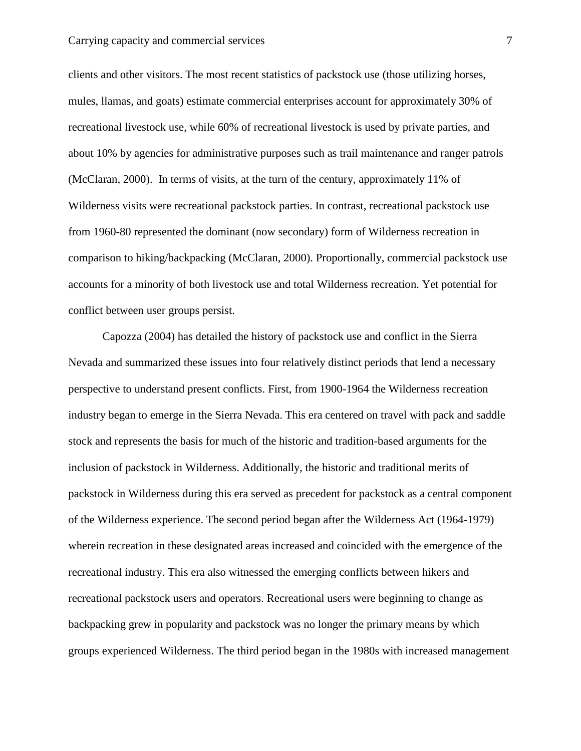clients and other visitors. The most recent statistics of packstock use (those utilizing horses, mules, llamas, and goats) estimate commercial enterprises account for approximately 30% of recreational livestock use, while 60% of recreational livestock is used by private parties, and about 10% by agencies for administrative purposes such as trail maintenance and ranger patrols (McClaran, 2000). In terms of visits, at the turn of the century, approximately 11% of Wilderness visits were recreational packstock parties. In contrast, recreational packstock use from 1960-80 represented the dominant (now secondary) form of Wilderness recreation in comparison to hiking/backpacking (McClaran, 2000). Proportionally, commercial packstock use accounts for a minority of both livestock use and total Wilderness recreation. Yet potential for conflict between user groups persist.

Capozza (2004) has detailed the history of packstock use and conflict in the Sierra Nevada and summarized these issues into four relatively distinct periods that lend a necessary perspective to understand present conflicts. First, from 1900-1964 the Wilderness recreation industry began to emerge in the Sierra Nevada. This era centered on travel with pack and saddle stock and represents the basis for much of the historic and tradition-based arguments for the inclusion of packstock in Wilderness. Additionally, the historic and traditional merits of packstock in Wilderness during this era served as precedent for packstock as a central component of the Wilderness experience. The second period began after the Wilderness Act (1964-1979) wherein recreation in these designated areas increased and coincided with the emergence of the recreational industry. This era also witnessed the emerging conflicts between hikers and recreational packstock users and operators. Recreational users were beginning to change as backpacking grew in popularity and packstock was no longer the primary means by which groups experienced Wilderness. The third period began in the 1980s with increased management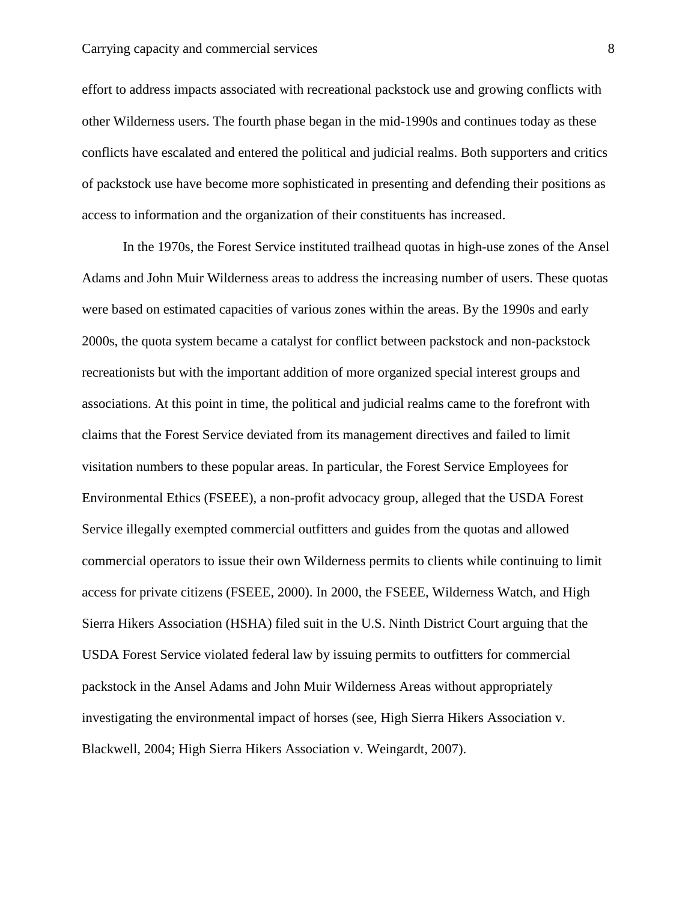effort to address impacts associated with recreational packstock use and growing conflicts with other Wilderness users. The fourth phase began in the mid-1990s and continues today as these conflicts have escalated and entered the political and judicial realms. Both supporters and critics of packstock use have become more sophisticated in presenting and defending their positions as access to information and the organization of their constituents has increased.

In the 1970s, the Forest Service instituted trailhead quotas in high-use zones of the Ansel Adams and John Muir Wilderness areas to address the increasing number of users. These quotas were based on estimated capacities of various zones within the areas. By the 1990s and early 2000s, the quota system became a catalyst for conflict between packstock and non-packstock recreationists but with the important addition of more organized special interest groups and associations. At this point in time, the political and judicial realms came to the forefront with claims that the Forest Service deviated from its management directives and failed to limit visitation numbers to these popular areas. In particular, the Forest Service Employees for Environmental Ethics (FSEEE), a non-profit advocacy group, alleged that the USDA Forest Service illegally exempted commercial outfitters and guides from the quotas and allowed commercial operators to issue their own Wilderness permits to clients while continuing to limit access for private citizens (FSEEE, 2000). In 2000, the FSEEE, Wilderness Watch, and High Sierra Hikers Association (HSHA) filed suit in the U.S. Ninth District Court arguing that the USDA Forest Service violated federal law by issuing permits to outfitters for commercial packstock in the Ansel Adams and John Muir Wilderness Areas without appropriately investigating the environmental impact of horses (see, High Sierra Hikers Association v. Blackwell, 2004; High Sierra Hikers Association v. Weingardt, 2007).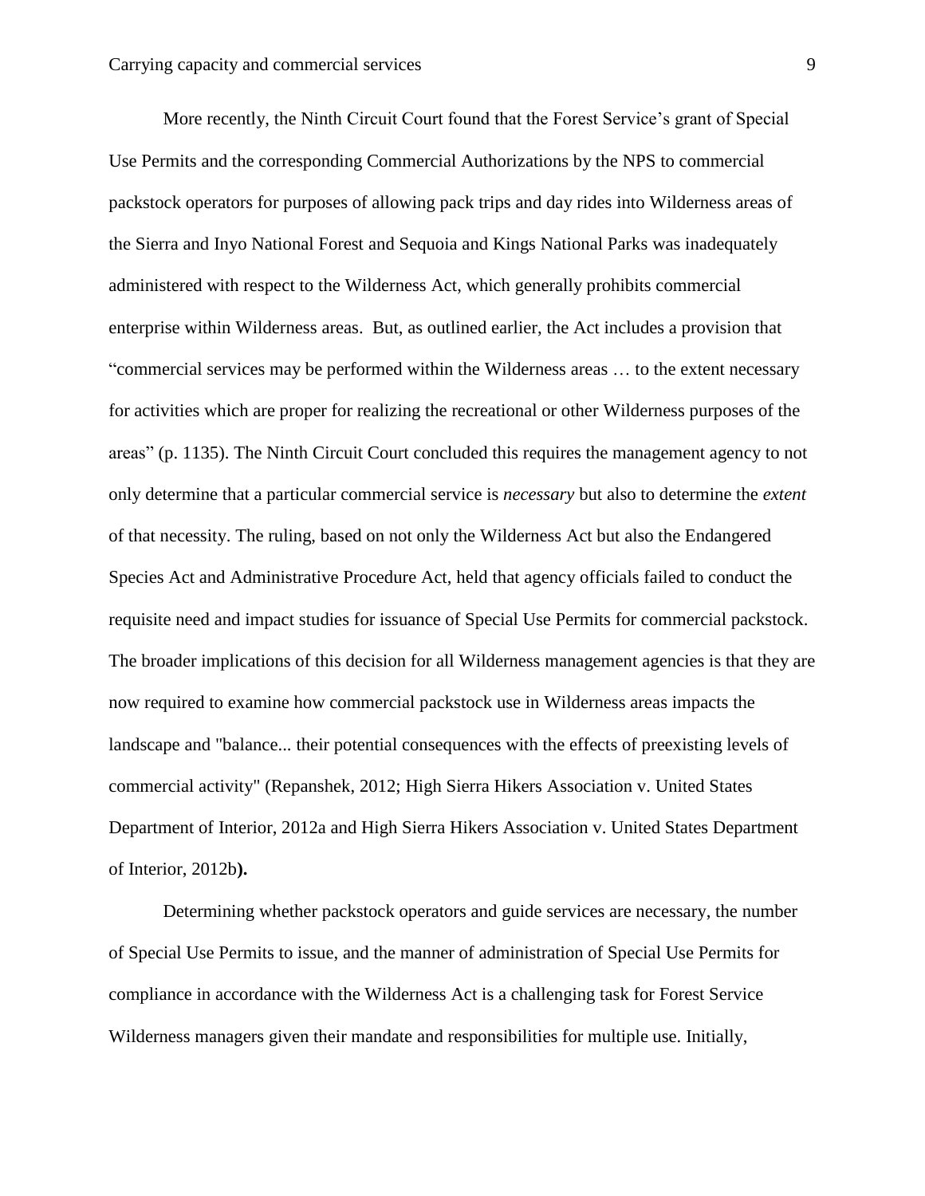More recently, the Ninth Circuit Court found that the Forest Service's grant of Special Use Permits and the corresponding Commercial Authorizations by the NPS to commercial packstock operators for purposes of allowing pack trips and day rides into Wilderness areas of the Sierra and Inyo National Forest and Sequoia and Kings National Parks was inadequately administered with respect to the Wilderness Act, which generally prohibits commercial enterprise within Wilderness areas. But, as outlined earlier, the Act includes a provision that "commercial services may be performed within the Wilderness areas … to the extent necessary for activities which are proper for realizing the recreational or other Wilderness purposes of the areas" (p. 1135). The Ninth Circuit Court concluded this requires the management agency to not only determine that a particular commercial service is *necessary* but also to determine the *extent* of that necessity. The ruling, based on not only the Wilderness Act but also the Endangered Species Act and Administrative Procedure Act, held that agency officials failed to conduct the requisite need and impact studies for issuance of Special Use Permits for commercial packstock. The broader implications of this decision for all Wilderness management agencies is that they are now required to examine how commercial packstock use in Wilderness areas impacts the landscape and "balance... their potential consequences with the effects of preexisting levels of commercial activity" (Repanshek, 2012; High Sierra Hikers Association v. United States Department of Interior, 2012a and High Sierra Hikers Association v. United States Department of Interior, 2012b**).**

Determining whether packstock operators and guide services are necessary, the number of Special Use Permits to issue, and the manner of administration of Special Use Permits for compliance in accordance with the Wilderness Act is a challenging task for Forest Service Wilderness managers given their mandate and responsibilities for multiple use. Initially,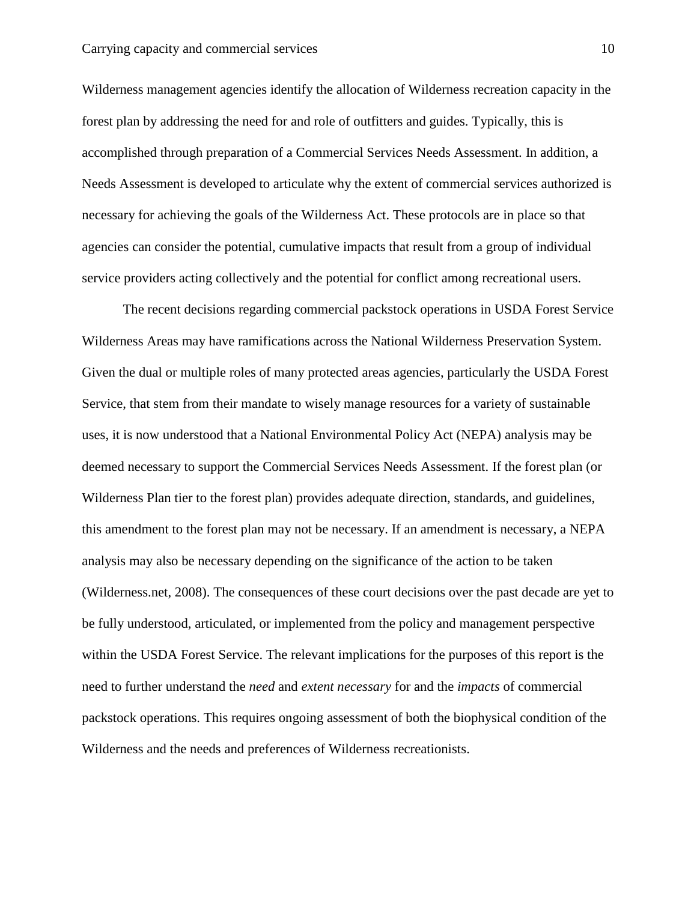Wilderness management agencies identify the allocation of Wilderness recreation capacity in the forest plan by addressing the need for and role of outfitters and guides. Typically, this is accomplished through preparation of a Commercial Services Needs Assessment. In addition, a Needs Assessment is developed to articulate why the extent of commercial services authorized is necessary for achieving the goals of the Wilderness Act. These protocols are in place so that agencies can consider the potential, cumulative impacts that result from a group of individual service providers acting collectively and the potential for conflict among recreational users.

The recent decisions regarding commercial packstock operations in USDA Forest Service Wilderness Areas may have ramifications across the National Wilderness Preservation System. Given the dual or multiple roles of many protected areas agencies, particularly the USDA Forest Service, that stem from their mandate to wisely manage resources for a variety of sustainable uses, it is now understood that a National Environmental Policy Act (NEPA) analysis may be deemed necessary to support the Commercial Services Needs Assessment. If the forest plan (or Wilderness Plan tier to the forest plan) provides adequate direction, standards, and guidelines, this amendment to the forest plan may not be necessary. If an amendment is necessary, a NEPA analysis may also be necessary depending on the significance of the action to be taken (Wilderness.net, 2008). The consequences of these court decisions over the past decade are yet to be fully understood, articulated, or implemented from the policy and management perspective within the USDA Forest Service. The relevant implications for the purposes of this report is the need to further understand the *need* and *extent necessary* for and the *impacts* of commercial packstock operations. This requires ongoing assessment of both the biophysical condition of the Wilderness and the needs and preferences of Wilderness recreationists.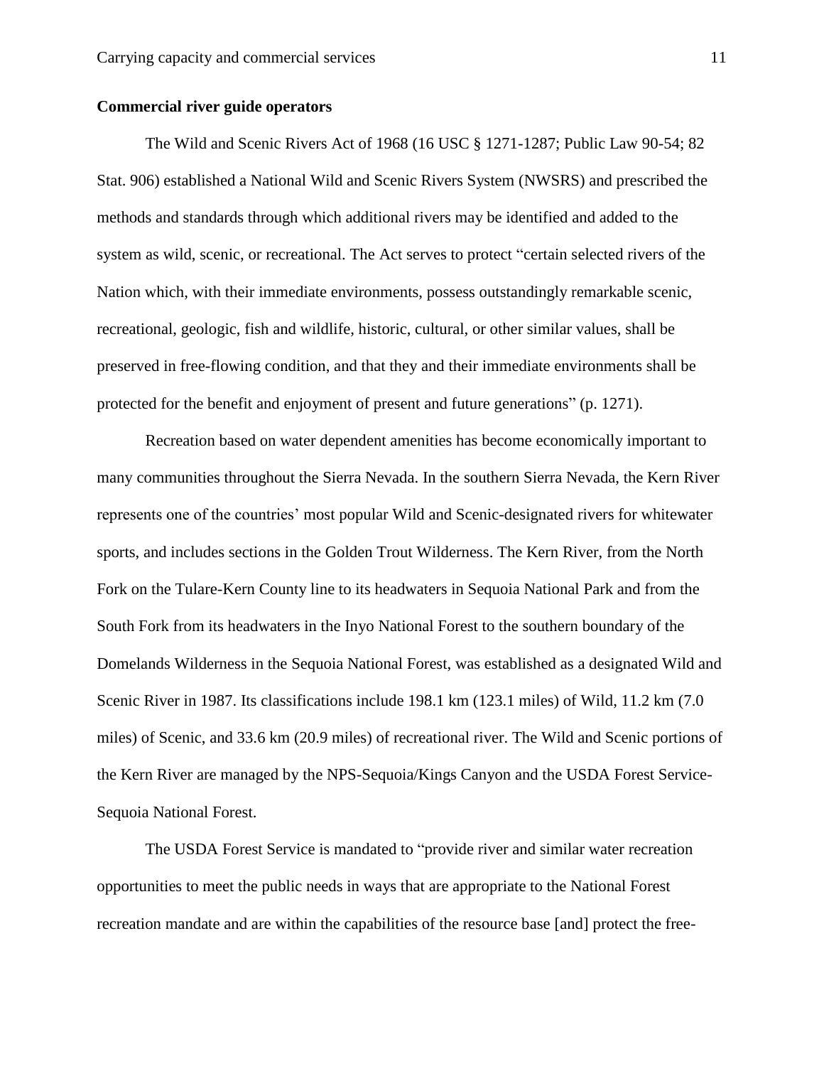### Commercial river guide operators

The Wild and Scenic Rivers Act of 1968 (16 USC § 1271-1287; Public Law 90-54; 82 Stat. 906) established a National Wild and Scenic Rivers System (NWSRS) and prescribed the methods and standards through which additional rivers may be identified and added to the system as wild, scenic, or recreational. The Act serves to protect "certain selected rivers of the Nation which, with their immediate environments, possess outstandingly remarkable scenic, recreational, geologic, fish and wildlife, historic, cultural, or other similar values, shall be preserved in free-flowing condition, and that they and their immediate environments shall be protected for the benefit and enjoyment of present and future generations" (p. 1271).

Recreation based on water dependent amenities has become economically important to many communities throughout the Sierra Nevada. In the southern Sierra Nevada, the Kern River represents one of the countries' most popular Wild and Scenic-designated rivers for whitewater sports, and includes sections in the Golden Trout Wilderness. The Kern River, from the North Fork on the Tulare-Kern County line to its headwaters in Sequoia National Park and from the South Fork from its headwaters in the Inyo National Forest to the southern boundary of the Domelands Wilderness in the Sequoia National Forest, was established as a designated Wild and Scenic River in 1987. Its classifications include 198.1 km (123.1 miles) of Wild, 11.2 km (7.0 miles) of Scenic, and 33.6 km (20.9 miles) of recreational river. The Wild and Scenic portions of the Kern River are managed by the NPS-Sequoia/Kings Canyon and the USDA Forest Service-Sequoia National Forest.

The USDA Forest Service is mandated to "provide river and similar water recreation opportunities to meet the public needs in ways that are appropriate to the National Forest recreation mandate and are within the capabilities of the resource base [and] protect the free-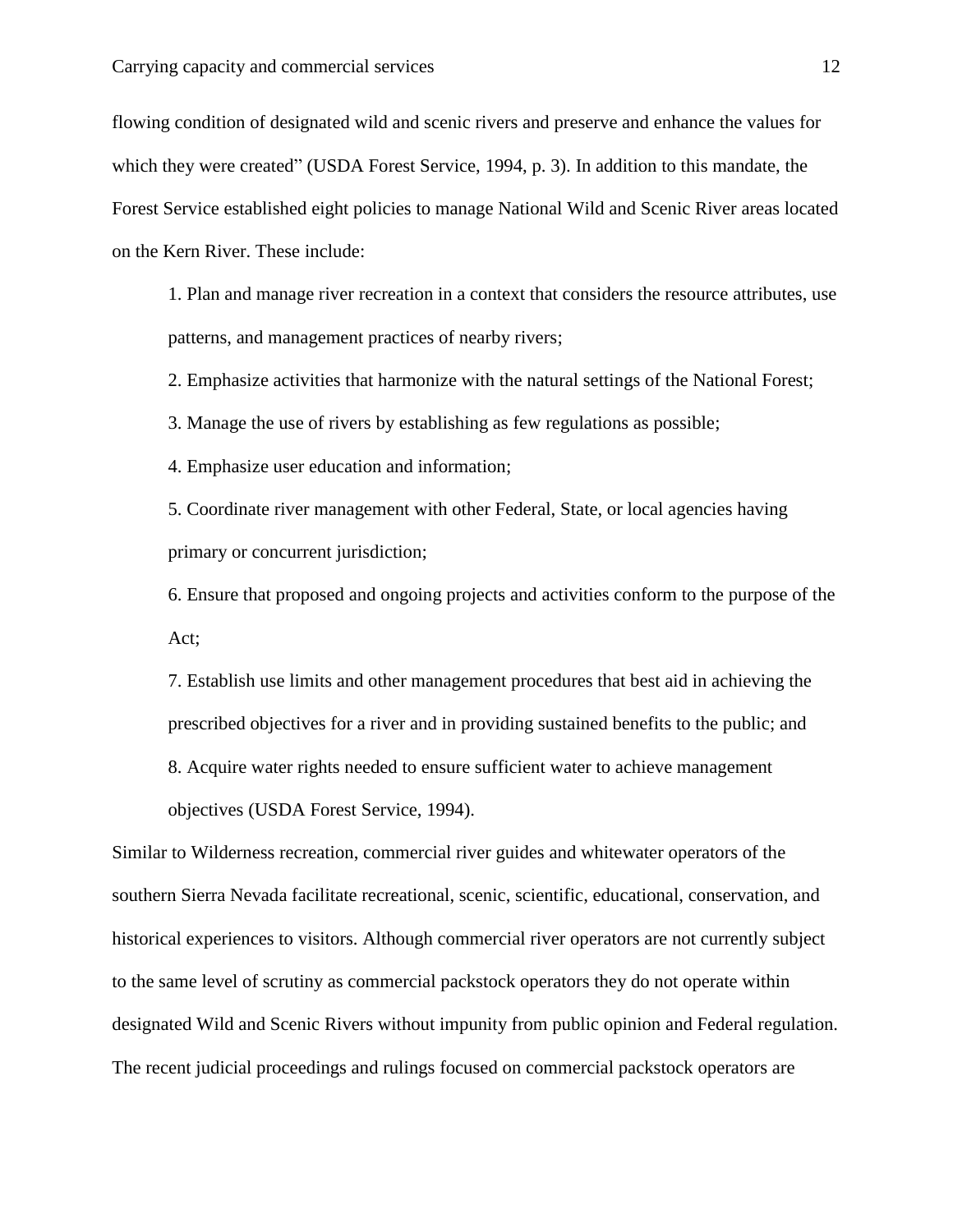flowing condition of designated wild and scenic rivers and preserve and enhance the values for which they were created" (USDA Forest Service, 1994, p. 3). In addition to this mandate, the Forest Service established eight policies to manage National Wild and Scenic River areas located on the Kern River. These include:

1. Plan and manage river recreation in a context that considers the resource attributes, use patterns, and management practices of nearby rivers;
2. Emphasize activities that harmonize with the natural settings of the National Forest;
3. Manage the use of rivers by establishing as few regulations as possible;
4. Emphasize user education and information;
5. Coordinate river management with other Federal, State, or local agencies having primary or concurrent jurisdiction;
6. Ensure that proposed and ongoing projects and activities conform to the purpose of the Act;
7. Establish use limits and other management procedures that best aid in achieving the prescribed objectives for a river and in providing sustained benefits to the public; and
8. Acquire water rights needed to ensure sufficient water to achieve management objectives (USDA Forest Service, 1994).

Similar to Wilderness recreation, commercial river guides and whitewater operators of the southern Sierra Nevada facilitate recreational, scenic, scientific, educational, conservation, and historical experiences to visitors. Although commercial river operators are not currently subject to the same level of scrutiny as commercial packstock operators they do not operate within designated Wild and Scenic Rivers without impunity from public opinion and Federal regulation. The recent judicial proceedings and rulings focused on commercial packstock operators are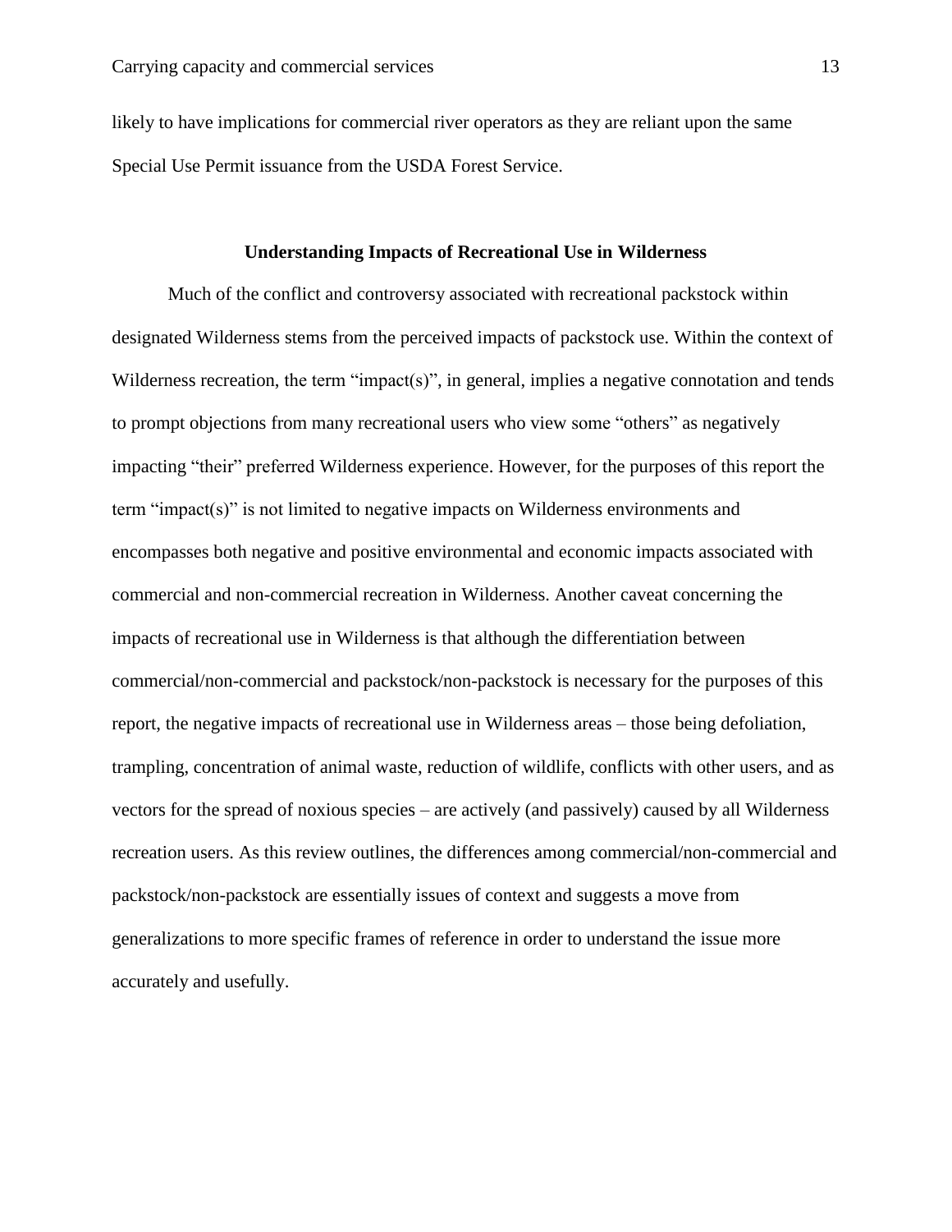likely to have implications for commercial river operators as they are reliant upon the same Special Use Permit issuance from the USDA Forest Service.

## Understanding Impacts of Recreational Use in Wilderness

Much of the conflict and controversy associated with recreational packstock within designated Wilderness stems from the perceived impacts of packstock use. Within the context of Wilderness recreation, the term "impact(s)", in general, implies a negative connotation and tends to prompt objections from many recreational users who view some "others" as negatively impacting "their" preferred Wilderness experience. However, for the purposes of this report the term "impact(s)" is not limited to negative impacts on Wilderness environments and encompasses both negative and positive environmental and economic impacts associated with commercial and non-commercial recreation in Wilderness. Another caveat concerning the impacts of recreational use in Wilderness is that although the differentiation between commercial/non-commercial and packstock/non-packstock is necessary for the purposes of this report, the negative impacts of recreational use in Wilderness areas – those being defoliation, trampling, concentration of animal waste, reduction of wildlife, conflicts with other users, and as vectors for the spread of noxious species – are actively (and passively) caused by all Wilderness recreation users. As this review outlines, the differences among commercial/non-commercial and packstock/non-packstock are essentially issues of context and suggests a move from generalizations to more specific frames of reference in order to understand the issue more accurately and usefully.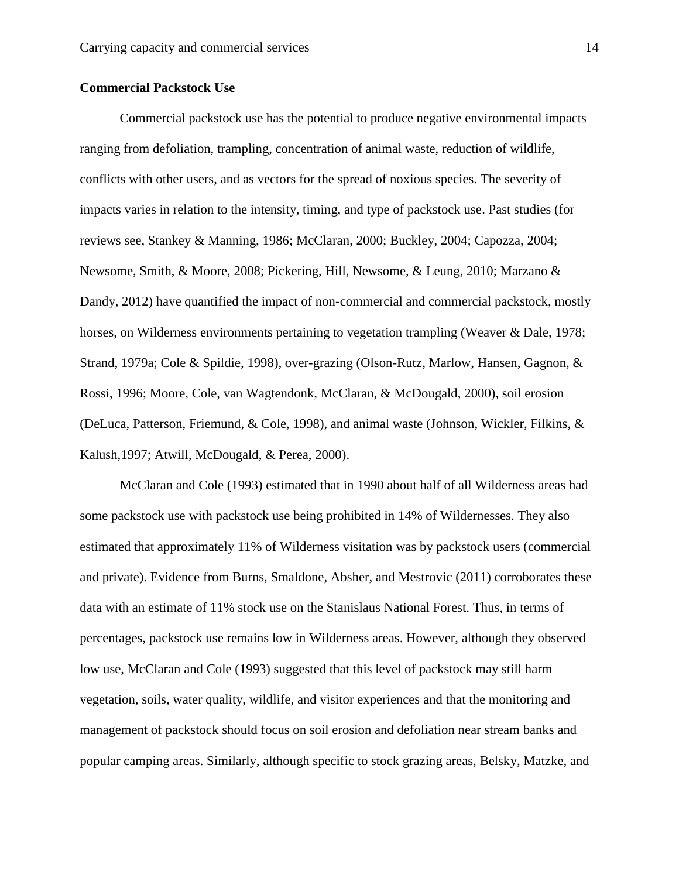**Commercial Packstock Use**

Commercial packstock use has the potential to produce negative environmental impacts ranging from defoliation, trampling, concentration of animal waste, reduction of wildlife, conflicts with other users, and as vectors for the spread of noxious species. The severity of impacts varies in relation to the intensity, timing, and type of packstock use. Past studies (for reviews see, Stankey & Manning, 1986; McClaran, 2000; Buckley, 2004; Capozza, 2004; Newsome, Smith, & Moore, 2008; Pickering, Hill, Newsome, & Leung, 2010; Marzano & Dandy, 2012) have quantified the impact of non-commercial and commercial packstock, mostly horses, on Wilderness environments pertaining to vegetation trampling (Weaver & Dale, 1978; Strand, 1979a; Cole & Spildie, 1998), over-grazing (Olson-Rutz, Marlow, Hansen, Gagnon, & Rossi, 1996; Moore, Cole, van Wagtendonk, McClaran, & McDougald, 2000), soil erosion (DeLuca, Patterson, Friemund, & Cole, 1998), and animal waste (Johnson, Wickler, Filkins, & Kalush,1997; Atwill, McDougald, & Perea, 2000).

McClaran and Cole (1993) estimated that in 1990 about half of all Wilderness areas had some packstock use with packstock use being prohibited in 14% of Wildernesses. They also estimated that approximately 11% of Wilderness visitation was by packstock users (commercial and private). Evidence from Burns, Smaldone, Absher, and Mestrovic (2011) corroborates these data with an estimate of 11% stock use on the Stanislaus National Forest. Thus, in terms of percentages, packstock use remains low in Wilderness areas. However, although they observed low use, McClaran and Cole (1993) suggested that this level of packstock may still harm vegetation, soils, water quality, wildlife, and visitor experiences and that the monitoring and management of packstock should focus on soil erosion and defoliation near stream banks and popular camping areas. Similarly, although specific to stock grazing areas, Belsky, Matzke, and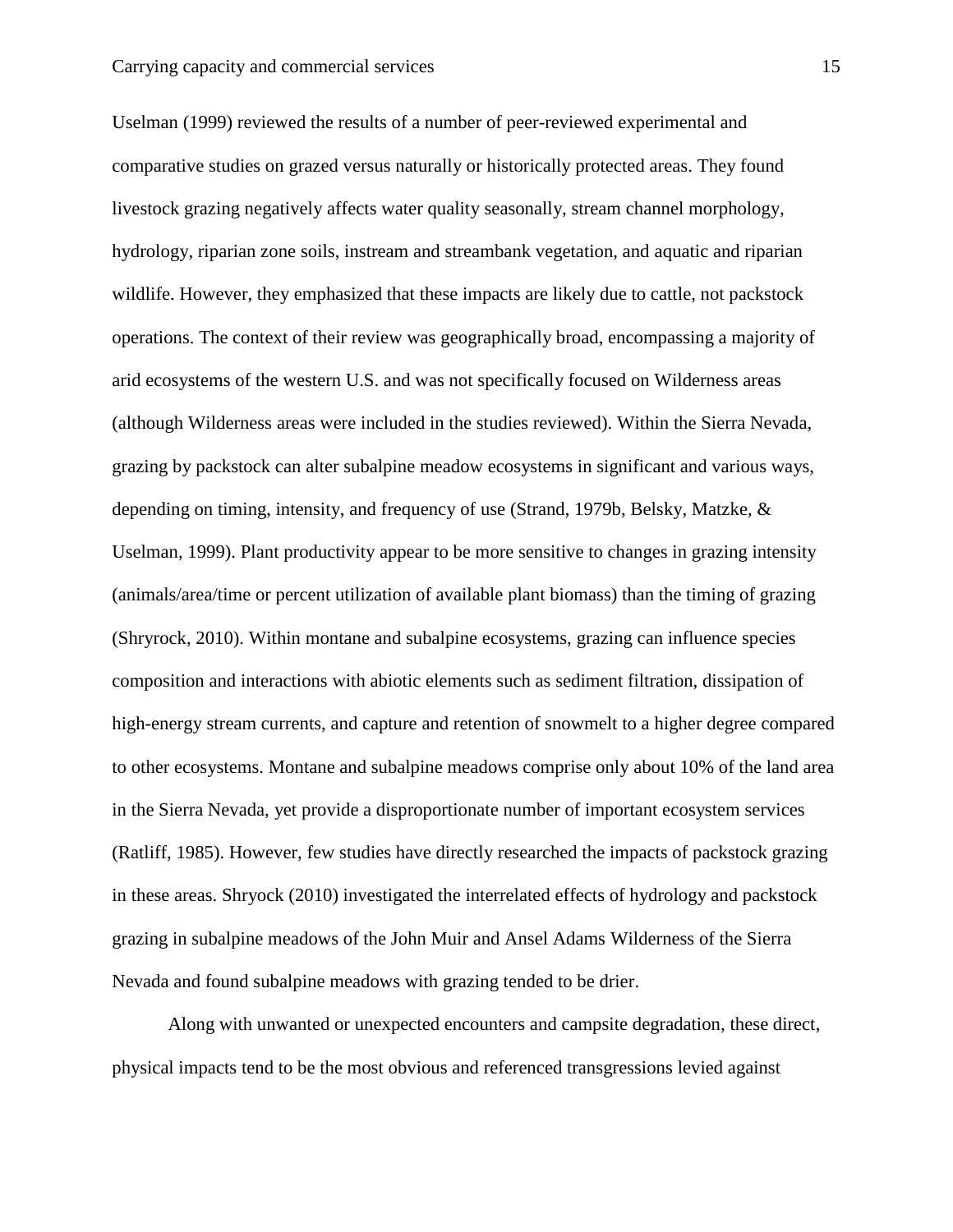Uselman (1999) reviewed the results of a number of peer-reviewed experimental and comparative studies on grazed versus naturally or historically protected areas. They found livestock grazing negatively affects water quality seasonally, stream channel morphology, hydrology, riparian zone soils, instream and streambank vegetation, and aquatic and riparian wildlife. However, they emphasized that these impacts are likely due to cattle, not packstock operations. The context of their review was geographically broad, encompassing a majority of arid ecosystems of the western U.S. and was not specifically focused on Wilderness areas (although Wilderness areas were included in the studies reviewed). Within the Sierra Nevada, grazing by packstock can alter subalpine meadow ecosystems in significant and various ways, depending on timing, intensity, and frequency of use (Strand, 1979b, Belsky, Matzke, & Uselman, 1999). Plant productivity appear to be more sensitive to changes in grazing intensity (animals/area/time or percent utilization of available plant biomass) than the timing of grazing (Shryrock, 2010). Within montane and subalpine ecosystems, grazing can influence species composition and interactions with abiotic elements such as sediment filtration, dissipation of high-energy stream currents, and capture and retention of snowmelt to a higher degree compared to other ecosystems. Montane and subalpine meadows comprise only about 10% of the land area in the Sierra Nevada, yet provide a disproportionate number of important ecosystem services (Ratliff, 1985). However, few studies have directly researched the impacts of packstock grazing in these areas. Shryock (2010) investigated the interrelated effects of hydrology and packstock grazing in subalpine meadows of the John Muir and Ansel Adams Wilderness of the Sierra Nevada and found subalpine meadows with grazing tended to be drier.

Along with unwanted or unexpected encounters and campsite degradation, these direct, physical impacts tend to be the most obvious and referenced transgressions levied against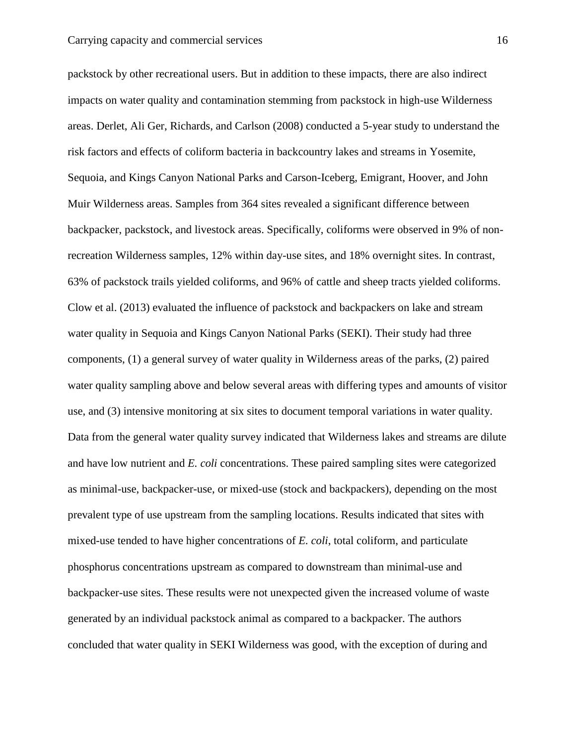packstock by other recreational users. But in addition to these impacts, there are also indirect impacts on water quality and contamination stemming from packstock in high-use Wilderness areas. Derlet, Ali Ger, Richards, and Carlson (2008) conducted a 5-year study to understand the risk factors and effects of coliform bacteria in backcountry lakes and streams in Yosemite, Sequoia, and Kings Canyon National Parks and Carson-Iceberg, Emigrant, Hoover, and John Muir Wilderness areas. Samples from 364 sites revealed a significant difference between backpacker, packstock, and livestock areas. Specifically, coliforms were observed in 9% of non-recreation Wilderness samples, 12% within day-use sites, and 18% overnight sites. In contrast, 63% of packstock trails yielded coliforms, and 96% of cattle and sheep tracts yielded coliforms. Clow et al. (2013) evaluated the influence of packstock and backpackers on lake and stream water quality in Sequoia and Kings Canyon National Parks (SEKI). Their study had three components, (1) a general survey of water quality in Wilderness areas of the parks, (2) paired water quality sampling above and below several areas with differing types and amounts of visitor use, and (3) intensive monitoring at six sites to document temporal variations in water quality. Data from the general water quality survey indicated that Wilderness lakes and streams are dilute and have low nutrient and *E. coli* concentrations. These paired sampling sites were categorized as minimal-use, backpacker-use, or mixed-use (stock and backpackers), depending on the most prevalent type of use upstream from the sampling locations. Results indicated that sites with mixed-use tended to have higher concentrations of *E. coli*, total coliform, and particulate phosphorus concentrations upstream as compared to downstream than minimal-use and backpacker-use sites. These results were not unexpected given the increased volume of waste generated by an individual packstock animal as compared to a backpacker. The authors concluded that water quality in SEKI Wilderness was good, with the exception of during and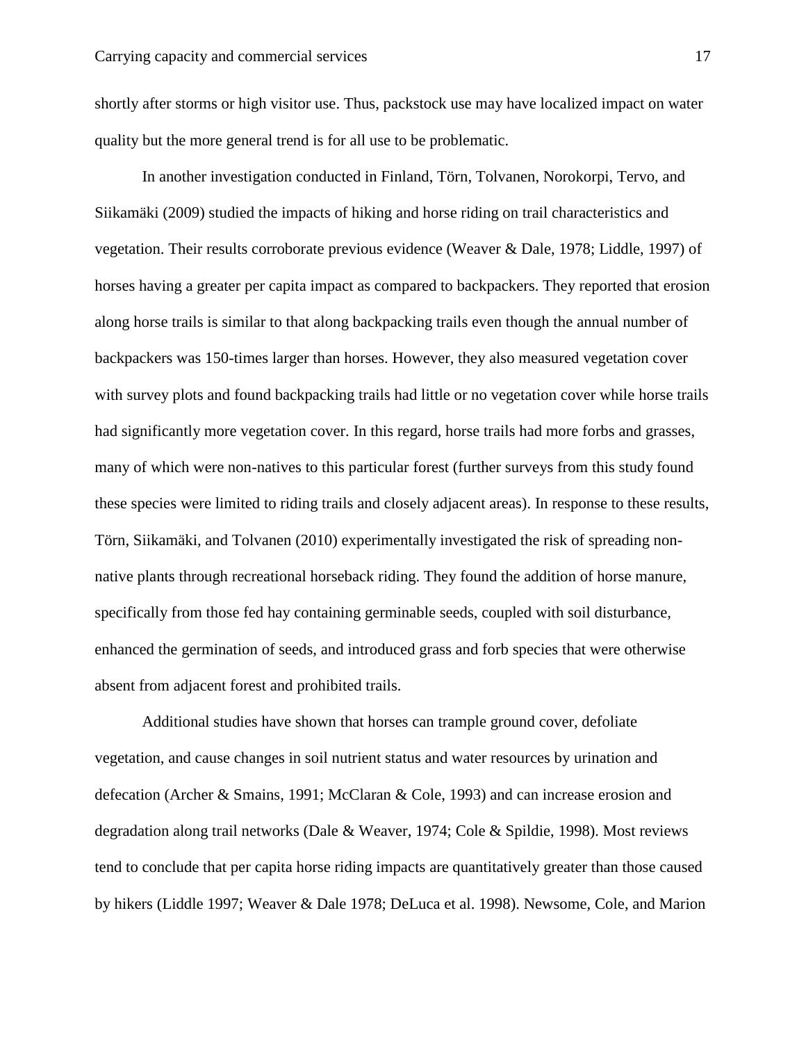shortly after storms or high visitor use. Thus, packstock use may have localized impact on water quality but the more general trend is for all use to be problematic.

In another investigation conducted in Finland, Törn, Tolvanen, Norokorpi, Tervo, and Siikamäki (2009) studied the impacts of hiking and horse riding on trail characteristics and vegetation. Their results corroborate previous evidence (Weaver & Dale, 1978; Liddle, 1997) of horses having a greater per capita impact as compared to backpackers. They reported that erosion along horse trails is similar to that along backpacking trails even though the annual number of backpackers was 150-times larger than horses. However, they also measured vegetation cover with survey plots and found backpacking trails had little or no vegetation cover while horse trails had significantly more vegetation cover. In this regard, horse trails had more forbs and grasses, many of which were non-natives to this particular forest (further surveys from this study found these species were limited to riding trails and closely adjacent areas). In response to these results, Törn, Siikamäki, and Tolvanen (2010) experimentally investigated the risk of spreading non-native plants through recreational horseback riding. They found the addition of horse manure, specifically from those fed hay containing germinable seeds, coupled with soil disturbance, enhanced the germination of seeds, and introduced grass and forb species that were otherwise absent from adjacent forest and prohibited trails.

Additional studies have shown that horses can trample ground cover, defoliate vegetation, and cause changes in soil nutrient status and water resources by urination and defecation (Archer & Smains, 1991; McClaran & Cole, 1993) and can increase erosion and degradation along trail networks (Dale & Weaver, 1974; Cole & Spildie, 1998). Most reviews tend to conclude that per capita horse riding impacts are quantitatively greater than those caused by hikers (Liddle 1997; Weaver & Dale 1978; DeLuca et al. 1998). Newsome, Cole, and Marion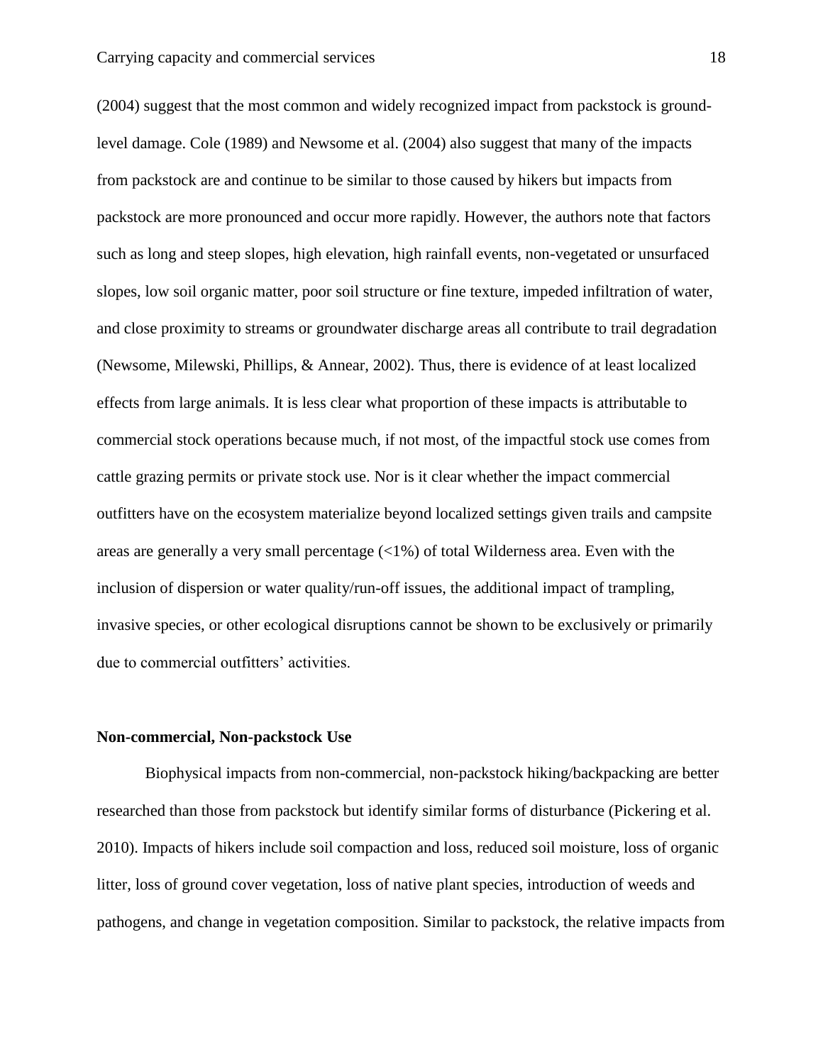(2004) suggest that the most common and widely recognized impact from packstock is ground-level damage. Cole (1989) and Newsome et al. (2004) also suggest that many of the impacts from packstock are and continue to be similar to those caused by hikers but impacts from packstock are more pronounced and occur more rapidly. However, the authors note that factors such as long and steep slopes, high elevation, high rainfall events, non-vegetated or unsurfaced slopes, low soil organic matter, poor soil structure or fine texture, impeded infiltration of water, and close proximity to streams or groundwater discharge areas all contribute to trail degradation (Newsome, Milewski, Phillips, & Annear, 2002). Thus, there is evidence of at least localized effects from large animals. It is less clear what proportion of these impacts is attributable to commercial stock operations because much, if not most, of the impactful stock use comes from cattle grazing permits or private stock use. Nor is it clear whether the impact commercial outfitters have on the ecosystem materialize beyond localized settings given trails and campsite areas are generally a very small percentage (<1%) of total Wilderness area. Even with the inclusion of dispersion or water quality/run-off issues, the additional impact of trampling, invasive species, or other ecological disruptions cannot be shown to be exclusively or primarily due to commercial outfitters' activities.

**Non-commercial, Non-packstock Use**

Biophysical impacts from non-commercial, non-packstock hiking/backpacking are better researched than those from packstock but identify similar forms of disturbance (Pickering et al. 2010). Impacts of hikers include soil compaction and loss, reduced soil moisture, loss of organic litter, loss of ground cover vegetation, loss of native plant species, introduction of weeds and pathogens, and change in vegetation composition. Similar to packstock, the relative impacts from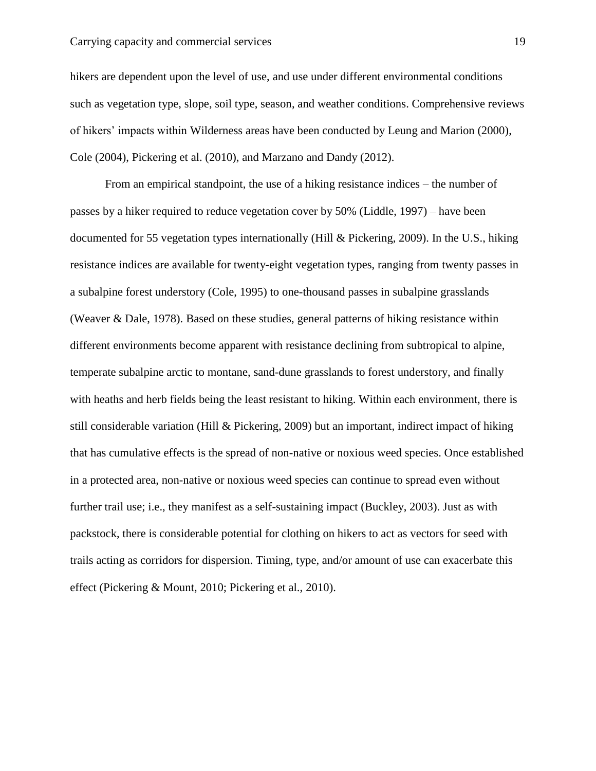hikers are dependent upon the level of use, and use under different environmental conditions such as vegetation type, slope, soil type, season, and weather conditions. Comprehensive reviews of hikers' impacts within Wilderness areas have been conducted by Leung and Marion (2000), Cole (2004), Pickering et al. (2010), and Marzano and Dandy (2012).

From an empirical standpoint, the use of a hiking resistance indices – the number of passes by a hiker required to reduce vegetation cover by 50% (Liddle, 1997) – have been documented for 55 vegetation types internationally (Hill & Pickering, 2009). In the U.S., hiking resistance indices are available for twenty-eight vegetation types, ranging from twenty passes in a subalpine forest understory (Cole, 1995) to one-thousand passes in subalpine grasslands (Weaver & Dale, 1978). Based on these studies, general patterns of hiking resistance within different environments become apparent with resistance declining from subtropical to alpine, temperate subalpine arctic to montane, sand-dune grasslands to forest understory, and finally with heaths and herb fields being the least resistant to hiking. Within each environment, there is still considerable variation (Hill & Pickering, 2009) but an important, indirect impact of hiking that has cumulative effects is the spread of non-native or noxious weed species. Once established in a protected area, non-native or noxious weed species can continue to spread even without further trail use; i.e., they manifest as a self-sustaining impact (Buckley, 2003). Just as with packstock, there is considerable potential for clothing on hikers to act as vectors for seed with trails acting as corridors for dispersion. Timing, type, and/or amount of use can exacerbate this effect (Pickering & Mount, 2010; Pickering et al., 2010).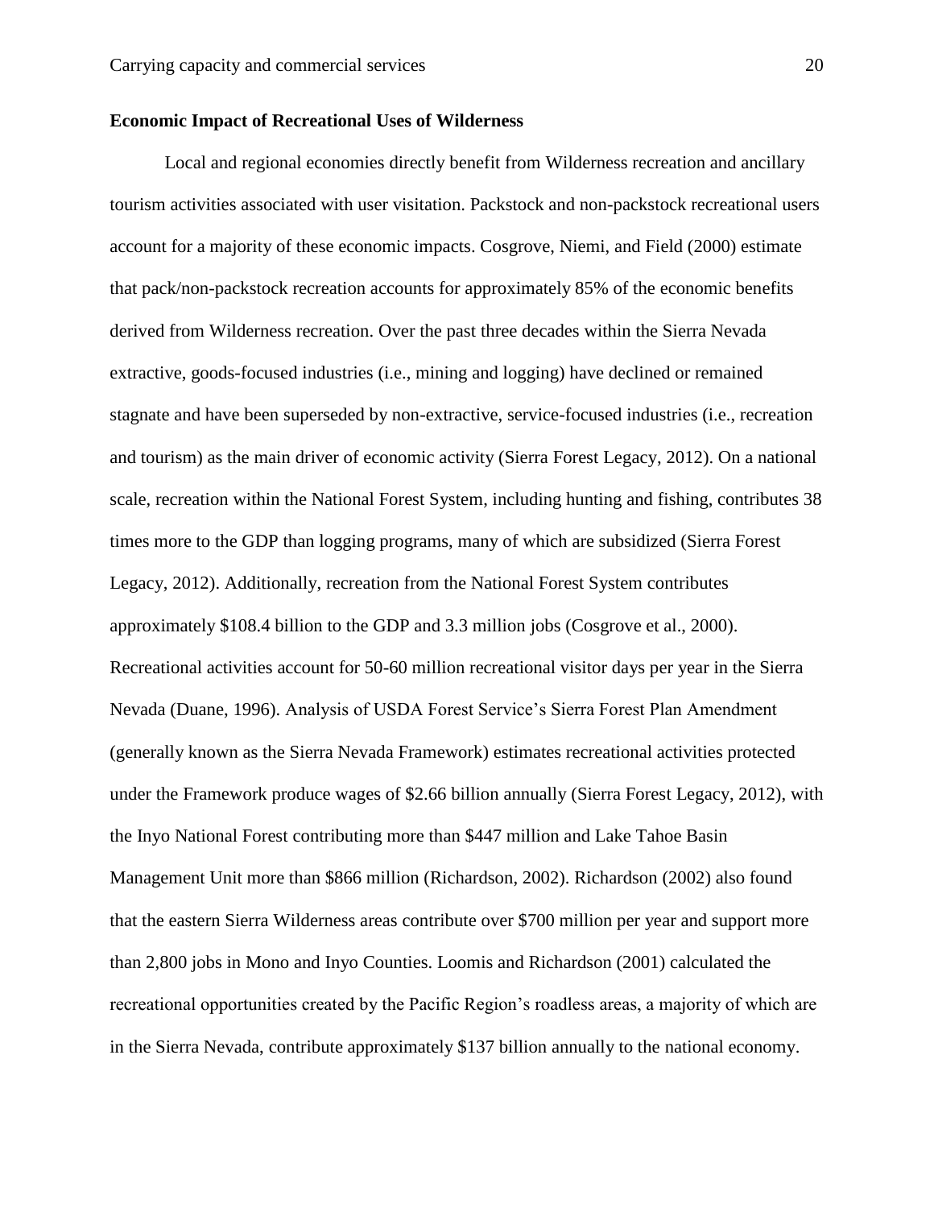**Economic Impact of Recreational Uses of Wilderness**

Local and regional economies directly benefit from Wilderness recreation and ancillary tourism activities associated with user visitation. Packstock and non-packstock recreational users account for a majority of these economic impacts. Cosgrove, Niemi, and Field (2000) estimate that pack/non-packstock recreation accounts for approximately 85% of the economic benefits derived from Wilderness recreation. Over the past three decades within the Sierra Nevada extractive, goods-focused industries (i.e., mining and logging) have declined or remained stagnate and have been superseded by non-extractive, service-focused industries (i.e., recreation and tourism) as the main driver of economic activity (Sierra Forest Legacy, 2012). On a national scale, recreation within the National Forest System, including hunting and fishing, contributes 38 times more to the GDP than logging programs, many of which are subsidized (Sierra Forest Legacy, 2012). Additionally, recreation from the National Forest System contributes approximately $108.4 billion to the GDP and 3.3 million jobs (Cosgrove et al., 2000). Recreational activities account for 50-60 million recreational visitor days per year in the Sierra Nevada (Duane, 1996). Analysis of USDA Forest Service's Sierra Forest Plan Amendment (generally known as the Sierra Nevada Framework) estimates recreational activities protected under the Framework produce wages of $2.66 billion annually (Sierra Forest Legacy, 2012), with the Inyo National Forest contributing more than $447 million and Lake Tahoe Basin Management Unit more than $866 million (Richardson, 2002). Richardson (2002) also found that the eastern Sierra Wilderness areas contribute over $700 million per year and support more than 2,800 jobs in Mono and Inyo Counties. Loomis and Richardson (2001) calculated the recreational opportunities created by the Pacific Region's roadless areas, a majority of which are in the Sierra Nevada, contribute approximately $137 billion annually to the national economy.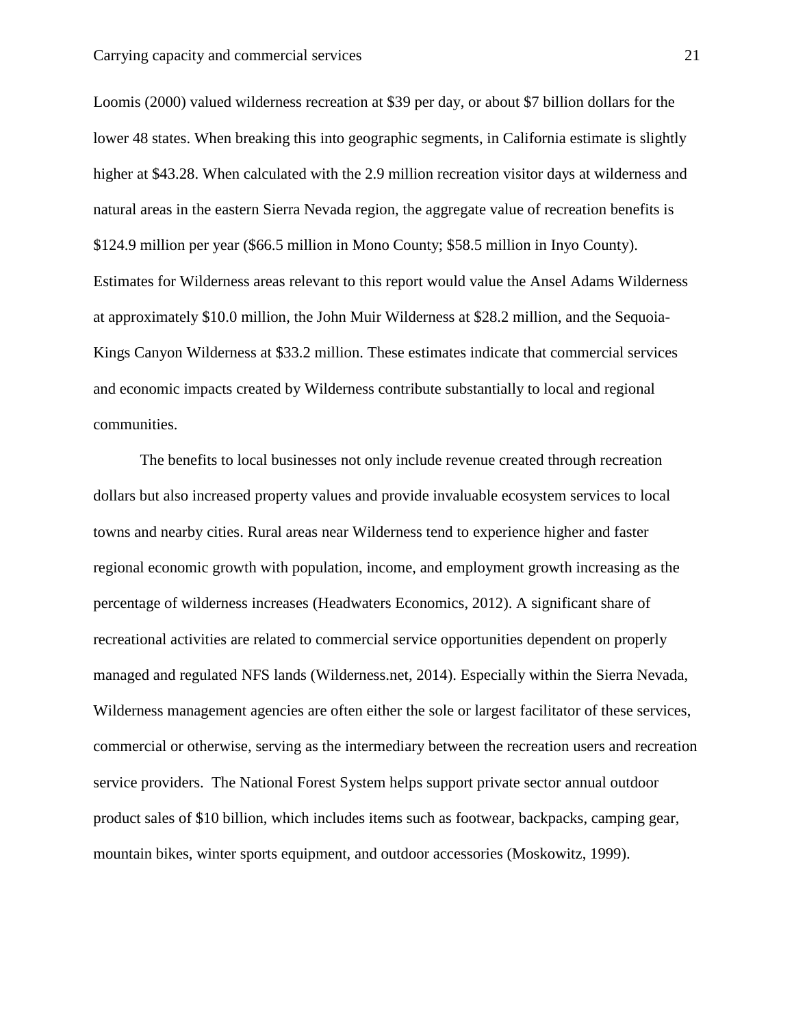Loomis (2000) valued wilderness recreation at $39 per day, or about $7 billion dollars for the lower 48 states. When breaking this into geographic segments, in California estimate is slightly higher at $43.28. When calculated with the 2.9 million recreation visitor days at wilderness and natural areas in the eastern Sierra Nevada region, the aggregate value of recreation benefits is $124.9 million per year ($66.5 million in Mono County; $58.5 million in Inyo County). Estimates for Wilderness areas relevant to this report would value the Ansel Adams Wilderness at approximately $10.0 million, the John Muir Wilderness at $28.2 million, and the Sequoia-Kings Canyon Wilderness at $33.2 million. These estimates indicate that commercial services and economic impacts created by Wilderness contribute substantially to local and regional communities.

The benefits to local businesses not only include revenue created through recreation dollars but also increased property values and provide invaluable ecosystem services to local towns and nearby cities. Rural areas near Wilderness tend to experience higher and faster regional economic growth with population, income, and employment growth increasing as the percentage of wilderness increases (Headwaters Economics, 2012). A significant share of recreational activities are related to commercial service opportunities dependent on properly managed and regulated NFS lands (Wilderness.net, 2014). Especially within the Sierra Nevada, Wilderness management agencies are often either the sole or largest facilitator of these services, commercial or otherwise, serving as the intermediary between the recreation users and recreation service providers. The National Forest System helps support private sector annual outdoor product sales of $10 billion, which includes items such as footwear, backpacks, camping gear, mountain bikes, winter sports equipment, and outdoor accessories (Moskowitz, 1999).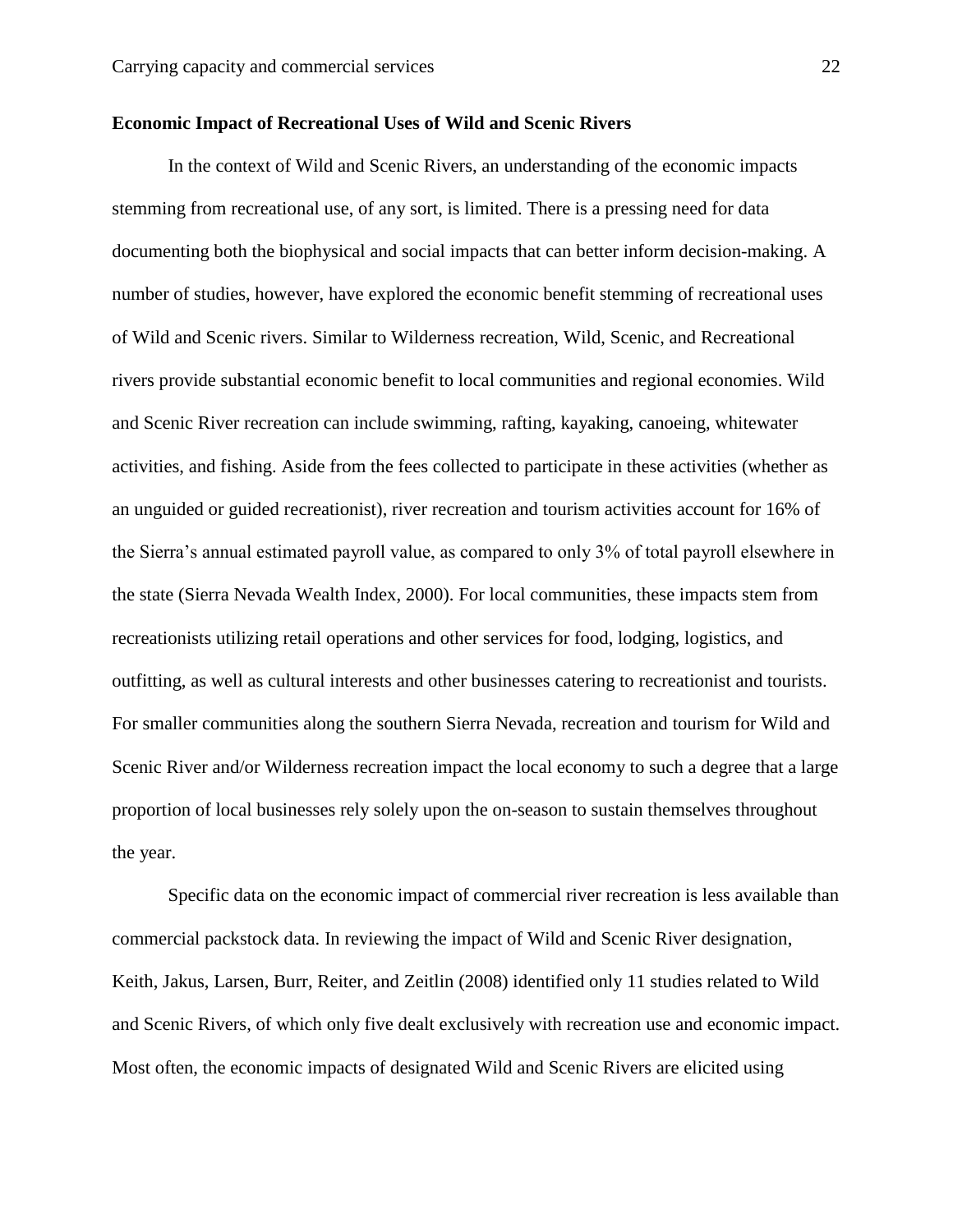**Economic Impact of Recreational Uses of Wild and Scenic Rivers**

In the context of Wild and Scenic Rivers, an understanding of the economic impacts stemming from recreational use, of any sort, is limited. There is a pressing need for data documenting both the biophysical and social impacts that can better inform decision-making. A number of studies, however, have explored the economic benefit stemming of recreational uses of Wild and Scenic rivers. Similar to Wilderness recreation, Wild, Scenic, and Recreational rivers provide substantial economic benefit to local communities and regional economies. Wild and Scenic River recreation can include swimming, rafting, kayaking, canoeing, whitewater activities, and fishing. Aside from the fees collected to participate in these activities (whether as an unguided or guided recreationist), river recreation and tourism activities account for 16% of the Sierra's annual estimated payroll value, as compared to only 3% of total payroll elsewhere in the state (Sierra Nevada Wealth Index, 2000). For local communities, these impacts stem from recreationists utilizing retail operations and other services for food, lodging, logistics, and outfitting, as well as cultural interests and other businesses catering to recreationist and tourists. For smaller communities along the southern Sierra Nevada, recreation and tourism for Wild and Scenic River and/or Wilderness recreation impact the local economy to such a degree that a large proportion of local businesses rely solely upon the on-season to sustain themselves throughout the year.

Specific data on the economic impact of commercial river recreation is less available than commercial packstock data. In reviewing the impact of Wild and Scenic River designation, Keith, Jakus, Larsen, Burr, Reiter, and Zeitlin (2008) identified only 11 studies related to Wild and Scenic Rivers, of which only five dealt exclusively with recreation use and economic impact. Most often, the economic impacts of designated Wild and Scenic Rivers are elicited using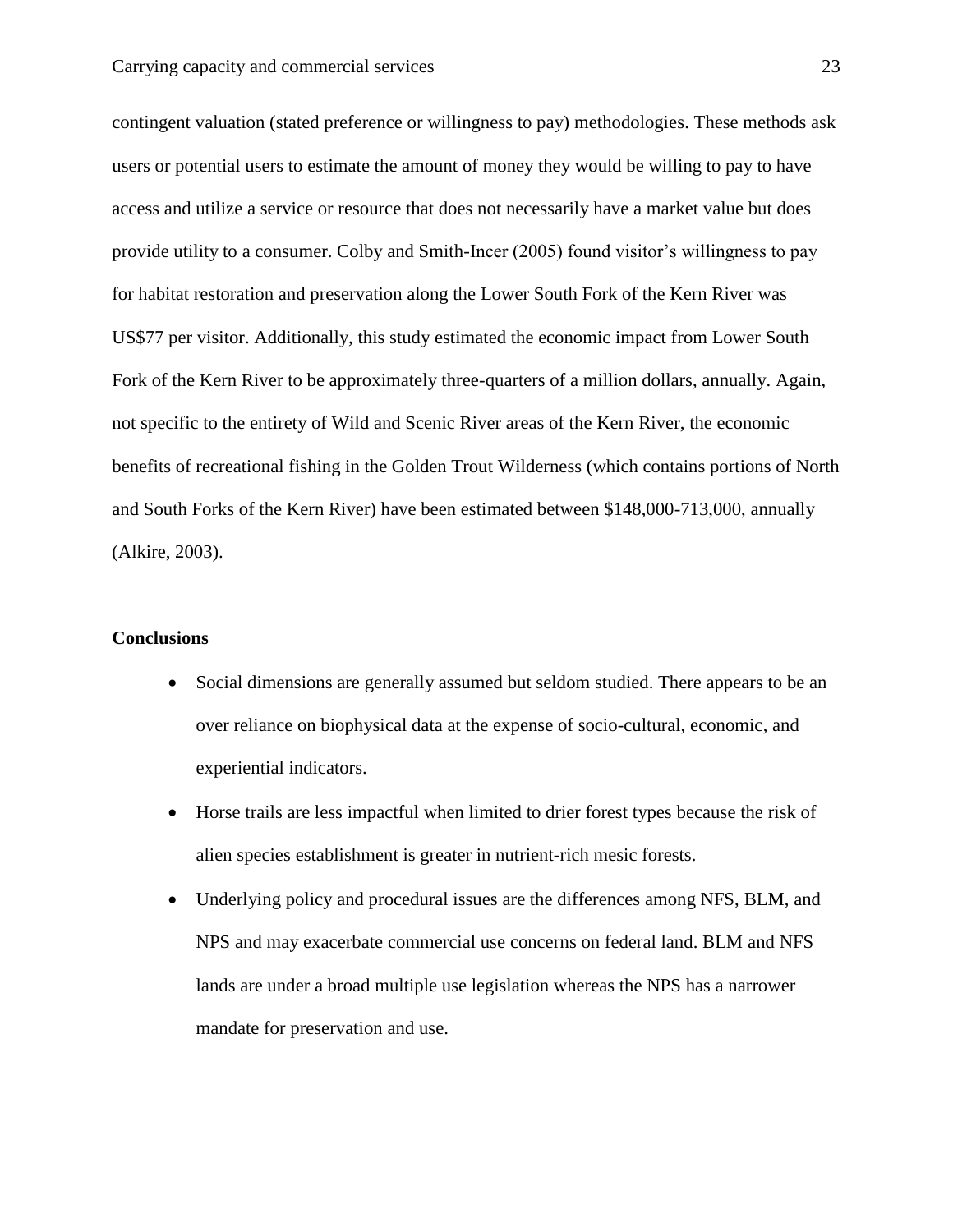contingent valuation (stated preference or willingness to pay) methodologies. These methods ask users or potential users to estimate the amount of money they would be willing to pay to have access and utilize a service or resource that does not necessarily have a market value but does provide utility to a consumer. Colby and Smith-Incer (2005) found visitor's willingness to pay for habitat restoration and preservation along the Lower South Fork of the Kern River was US$77 per visitor. Additionally, this study estimated the economic impact from Lower South Fork of the Kern River to be approximately three-quarters of a million dollars, annually. Again, not specific to the entirety of Wild and Scenic River areas of the Kern River, the economic benefits of recreational fishing in the Golden Trout Wilderness (which contains portions of North and South Forks of the Kern River) have been estimated between $148,000-713,000, annually (Alkire, 2003).

**Conclusions**

- Social dimensions are generally assumed but seldom studied. There appears to be an over reliance on biophysical data at the expense of socio-cultural, economic, and experiential indicators.
- Horse trails are less impactful when limited to drier forest types because the risk of alien species establishment is greater in nutrient-rich mesic forests.
- Underlying policy and procedural issues are the differences among NFS, BLM, and NPS and may exacerbate commercial use concerns on federal land. BLM and NFS lands are under a broad multiple use legislation whereas the NPS has a narrower mandate for preservation and use.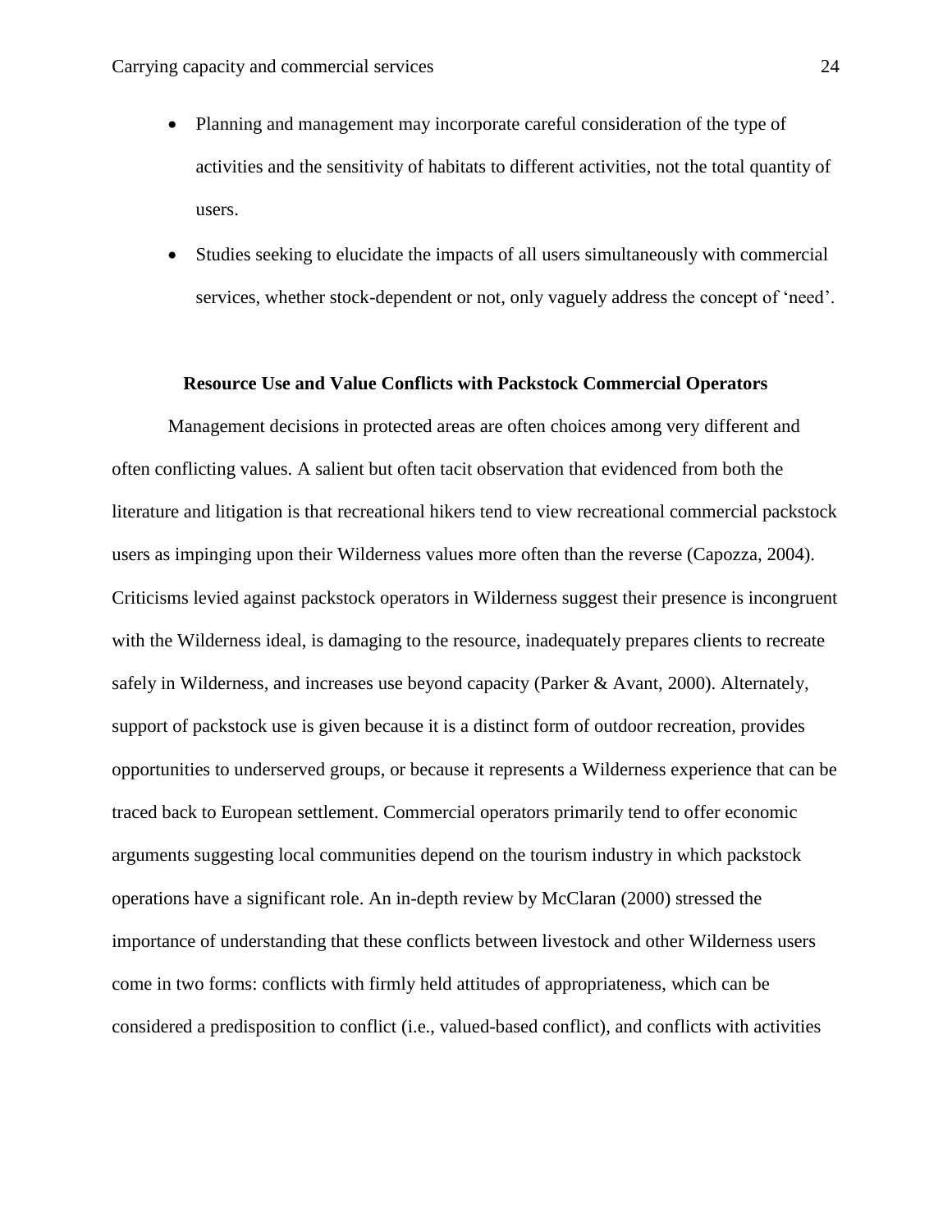- Planning and management may incorporate careful consideration of the type of activities and the sensitivity of habitats to different activities, not the total quantity of users.
- Studies seeking to elucidate the impacts of all users simultaneously with commercial services, whether stock-dependent or not, only vaguely address the concept of 'need'.

**Resource Use and Value Conflicts with Packstock Commercial Operators**

Management decisions in protected areas are often choices among very different and often conflicting values. A salient but often tacit observation that evidenced from both the literature and litigation is that recreational hikers tend to view recreational commercial packstock users as impinging upon their Wilderness values more often than the reverse (Capozza, 2004). Criticisms levied against packstock operators in Wilderness suggest their presence is incongruent with the Wilderness ideal, is damaging to the resource, inadequately prepares clients to recreate safely in Wilderness, and increases use beyond capacity (Parker & Avant, 2000). Alternately, support of packstock use is given because it is a distinct form of outdoor recreation, provides opportunities to underserved groups, or because it represents a Wilderness experience that can be traced back to European settlement. Commercial operators primarily tend to offer economic arguments suggesting local communities depend on the tourism industry in which packstock operations have a significant role. An in-depth review by McClaran (2000) stressed the importance of understanding that these conflicts between livestock and other Wilderness users come in two forms: conflicts with firmly held attitudes of appropriateness, which can be considered a predisposition to conflict (i.e., valued-based conflict), and conflicts with activities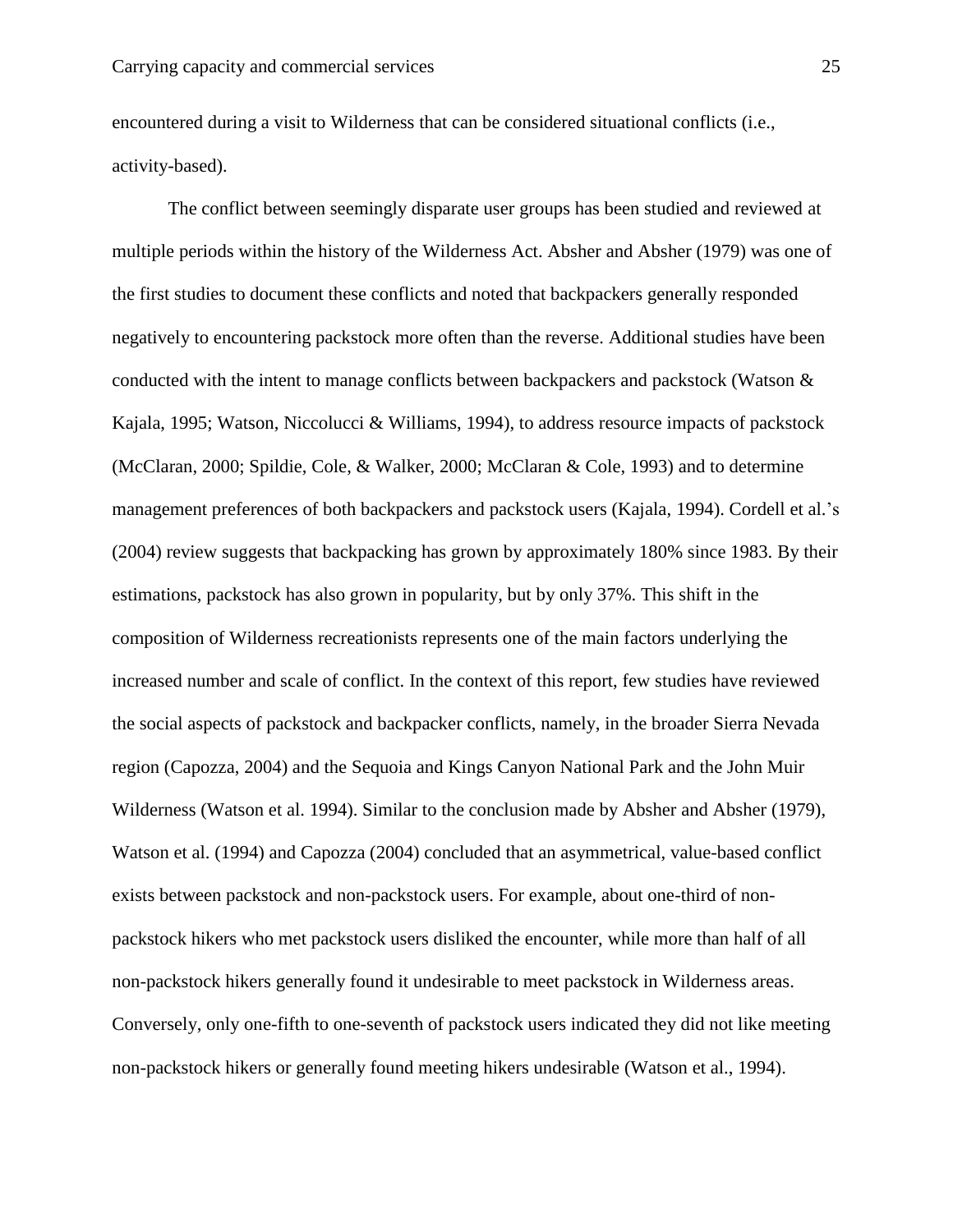encountered during a visit to Wilderness that can be considered situational conflicts (i.e., activity-based).

The conflict between seemingly disparate user groups has been studied and reviewed at multiple periods within the history of the Wilderness Act. Absher and Absher (1979) was one of the first studies to document these conflicts and noted that backpackers generally responded negatively to encountering packstock more often than the reverse. Additional studies have been conducted with the intent to manage conflicts between backpackers and packstock (Watson & Kajala, 1995; Watson, Niccolucci & Williams, 1994), to address resource impacts of packstock (McClaran, 2000; Spildie, Cole, & Walker, 2000; McClaran & Cole, 1993) and to determine management preferences of both backpackers and packstock users (Kajala, 1994). Cordell et al.'s (2004) review suggests that backpacking has grown by approximately 180% since 1983. By their estimations, packstock has also grown in popularity, but by only 37%. This shift in the composition of Wilderness recreationists represents one of the main factors underlying the increased number and scale of conflict. In the context of this report, few studies have reviewed the social aspects of packstock and backpacker conflicts, namely, in the broader Sierra Nevada region (Capozza, 2004) and the Sequoia and Kings Canyon National Park and the John Muir Wilderness (Watson et al. 1994). Similar to the conclusion made by Absher and Absher (1979), Watson et al. (1994) and Capozza (2004) concluded that an asymmetrical, value-based conflict exists between packstock and non-packstock users. For example, about one-third of non-packstock hikers who met packstock users disliked the encounter, while more than half of all non-packstock hikers generally found it undesirable to meet packstock in Wilderness areas. Conversely, only one-fifth to one-seventh of packstock users indicated they did not like meeting non-packstock hikers or generally found meeting hikers undesirable (Watson et al., 1994).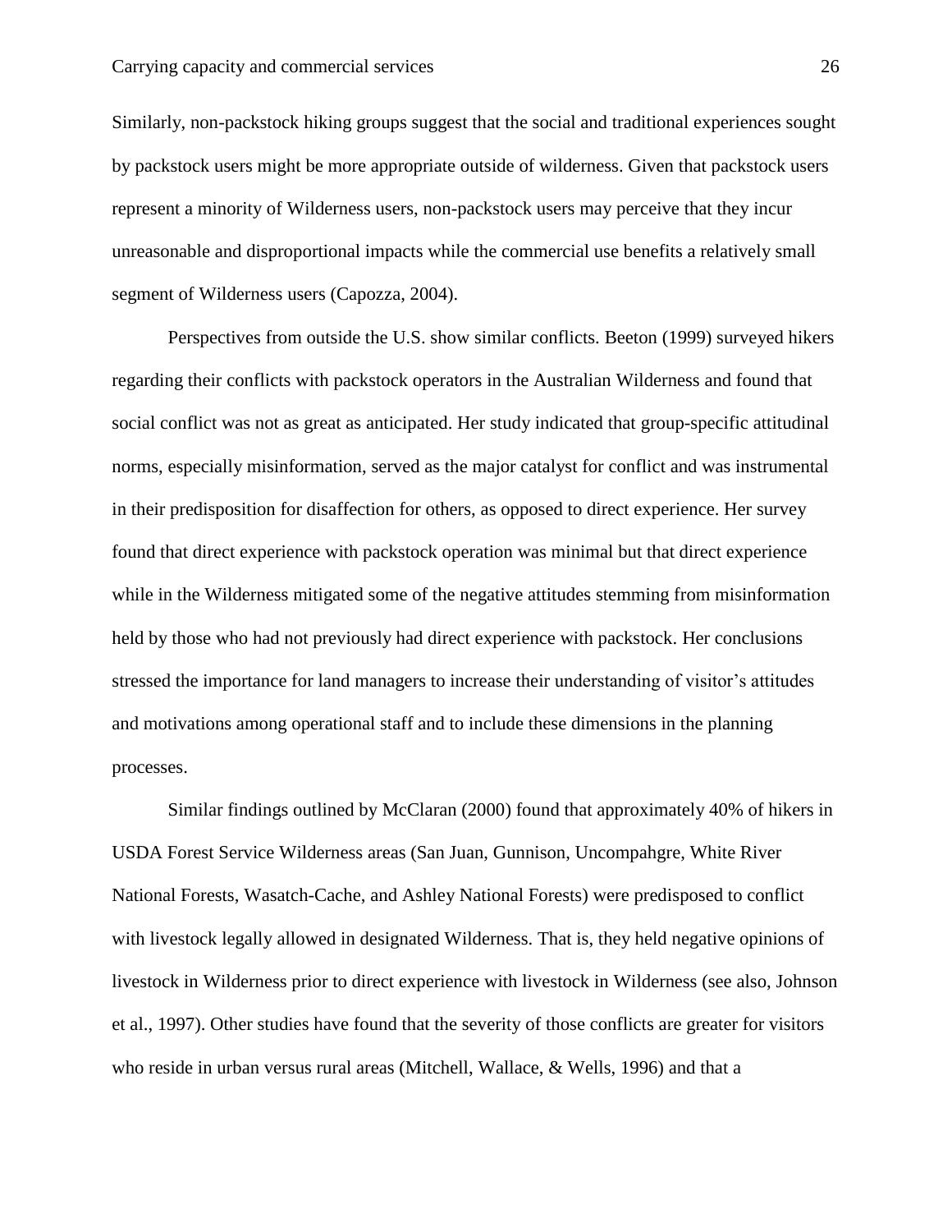Similarly, non-packstock hiking groups suggest that the social and traditional experiences sought by packstock users might be more appropriate outside of wilderness. Given that packstock users represent a minority of Wilderness users, non-packstock users may perceive that they incur unreasonable and disproportional impacts while the commercial use benefits a relatively small segment of Wilderness users (Capozza, 2004).

Perspectives from outside the U.S. show similar conflicts. Beeton (1999) surveyed hikers regarding their conflicts with packstock operators in the Australian Wilderness and found that social conflict was not as great as anticipated. Her study indicated that group-specific attitudinal norms, especially misinformation, served as the major catalyst for conflict and was instrumental in their predisposition for disaffection for others, as opposed to direct experience. Her survey found that direct experience with packstock operation was minimal but that direct experience while in the Wilderness mitigated some of the negative attitudes stemming from misinformation held by those who had not previously had direct experience with packstock. Her conclusions stressed the importance for land managers to increase their understanding of visitor's attitudes and motivations among operational staff and to include these dimensions in the planning processes.

Similar findings outlined by McClaran (2000) found that approximately 40% of hikers in USDA Forest Service Wilderness areas (San Juan, Gunnison, Uncompahgre, White River National Forests, Wasatch-Cache, and Ashley National Forests) were predisposed to conflict with livestock legally allowed in designated Wilderness. That is, they held negative opinions of livestock in Wilderness prior to direct experience with livestock in Wilderness (see also, Johnson et al., 1997). Other studies have found that the severity of those conflicts are greater for visitors who reside in urban versus rural areas (Mitchell, Wallace, & Wells, 1996) and that a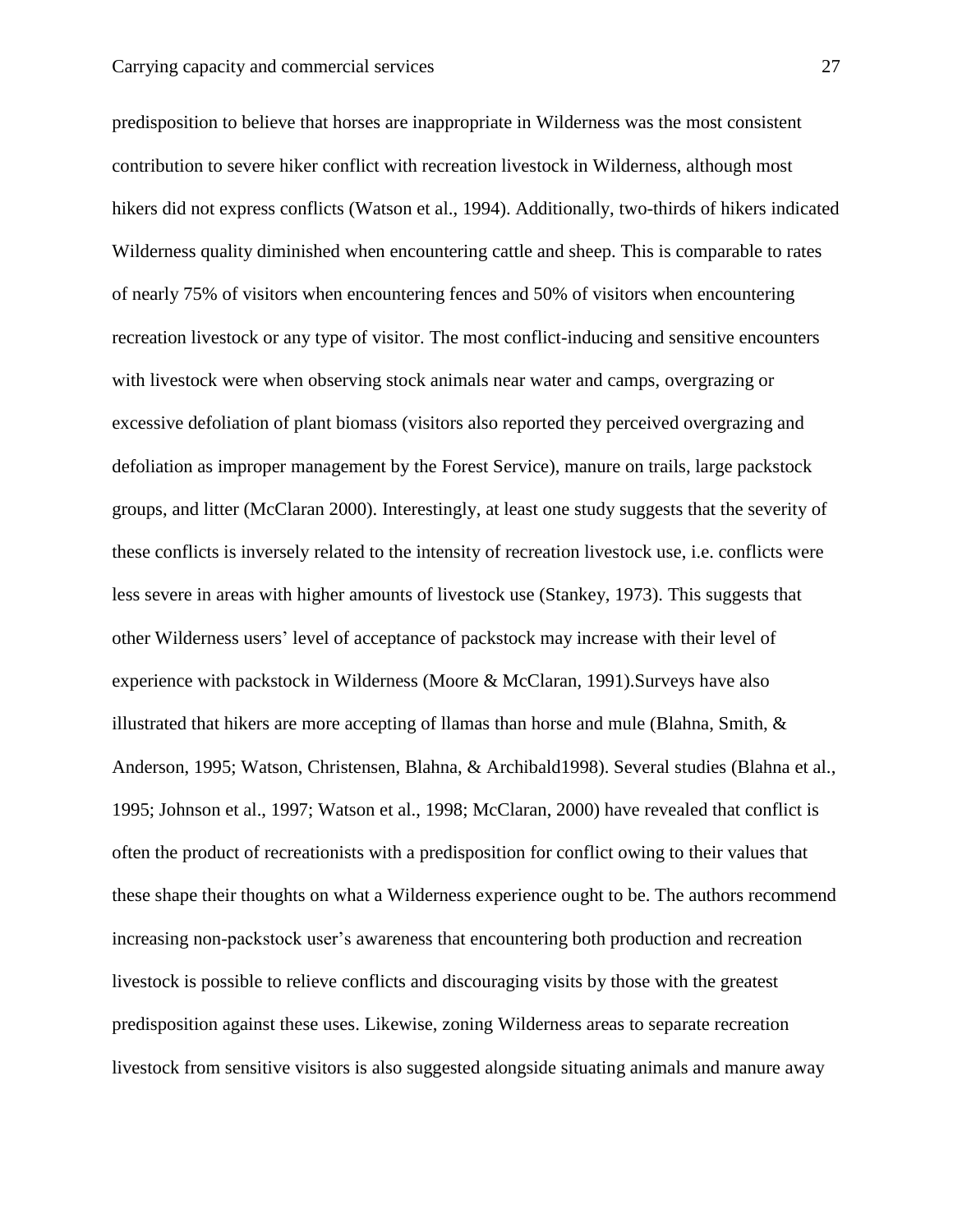predisposition to believe that horses are inappropriate in Wilderness was the most consistent contribution to severe hiker conflict with recreation livestock in Wilderness, although most hikers did not express conflicts (Watson et al., 1994). Additionally, two-thirds of hikers indicated Wilderness quality diminished when encountering cattle and sheep. This is comparable to rates of nearly 75% of visitors when encountering fences and 50% of visitors when encountering recreation livestock or any type of visitor. The most conflict-inducing and sensitive encounters with livestock were when observing stock animals near water and camps, overgrazing or excessive defoliation of plant biomass (visitors also reported they perceived overgrazing and defoliation as improper management by the Forest Service), manure on trails, large packstock groups, and litter (McClaran 2000). Interestingly, at least one study suggests that the severity of these conflicts is inversely related to the intensity of recreation livestock use, i.e. conflicts were less severe in areas with higher amounts of livestock use (Stankey, 1973). This suggests that other Wilderness users' level of acceptance of packstock may increase with their level of experience with packstock in Wilderness (Moore & McClaran, 1991).Surveys have also illustrated that hikers are more accepting of llamas than horse and mule (Blahna, Smith, & Anderson, 1995; Watson, Christensen, Blahna, & Archibald1998). Several studies (Blahna et al., 1995; Johnson et al., 1997; Watson et al., 1998; McClaran, 2000) have revealed that conflict is often the product of recreationists with a predisposition for conflict owing to their values that these shape their thoughts on what a Wilderness experience ought to be. The authors recommend increasing non-packstock user's awareness that encountering both production and recreation livestock is possible to relieve conflicts and discouraging visits by those with the greatest predisposition against these uses. Likewise, zoning Wilderness areas to separate recreation livestock from sensitive visitors is also suggested alongside situating animals and manure away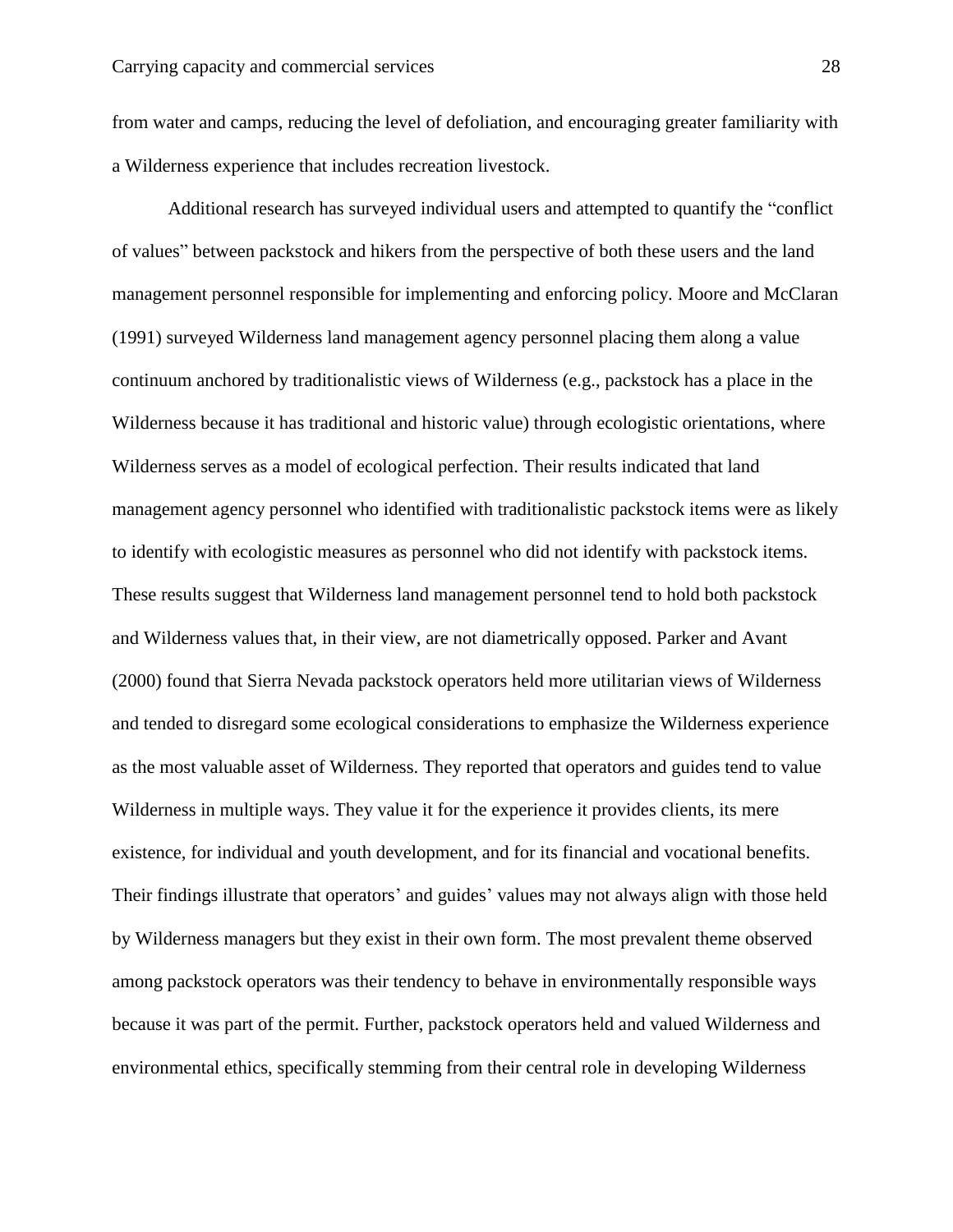from water and camps, reducing the level of defoliation, and encouraging greater familiarity with a Wilderness experience that includes recreation livestock.

Additional research has surveyed individual users and attempted to quantify the "conflict of values" between packstock and hikers from the perspective of both these users and the land management personnel responsible for implementing and enforcing policy. Moore and McClaran (1991) surveyed Wilderness land management agency personnel placing them along a value continuum anchored by traditionalistic views of Wilderness (e.g., packstock has a place in the Wilderness because it has traditional and historic value) through ecologistic orientations, where Wilderness serves as a model of ecological perfection. Their results indicated that land management agency personnel who identified with traditionalistic packstock items were as likely to identify with ecologistic measures as personnel who did not identify with packstock items. These results suggest that Wilderness land management personnel tend to hold both packstock and Wilderness values that, in their view, are not diametrically opposed. Parker and Avant (2000) found that Sierra Nevada packstock operators held more utilitarian views of Wilderness and tended to disregard some ecological considerations to emphasize the Wilderness experience as the most valuable asset of Wilderness. They reported that operators and guides tend to value Wilderness in multiple ways. They value it for the experience it provides clients, its mere existence, for individual and youth development, and for its financial and vocational benefits. Their findings illustrate that operators' and guides' values may not always align with those held by Wilderness managers but they exist in their own form. The most prevalent theme observed among packstock operators was their tendency to behave in environmentally responsible ways because it was part of the permit. Further, packstock operators held and valued Wilderness and environmental ethics, specifically stemming from their central role in developing Wilderness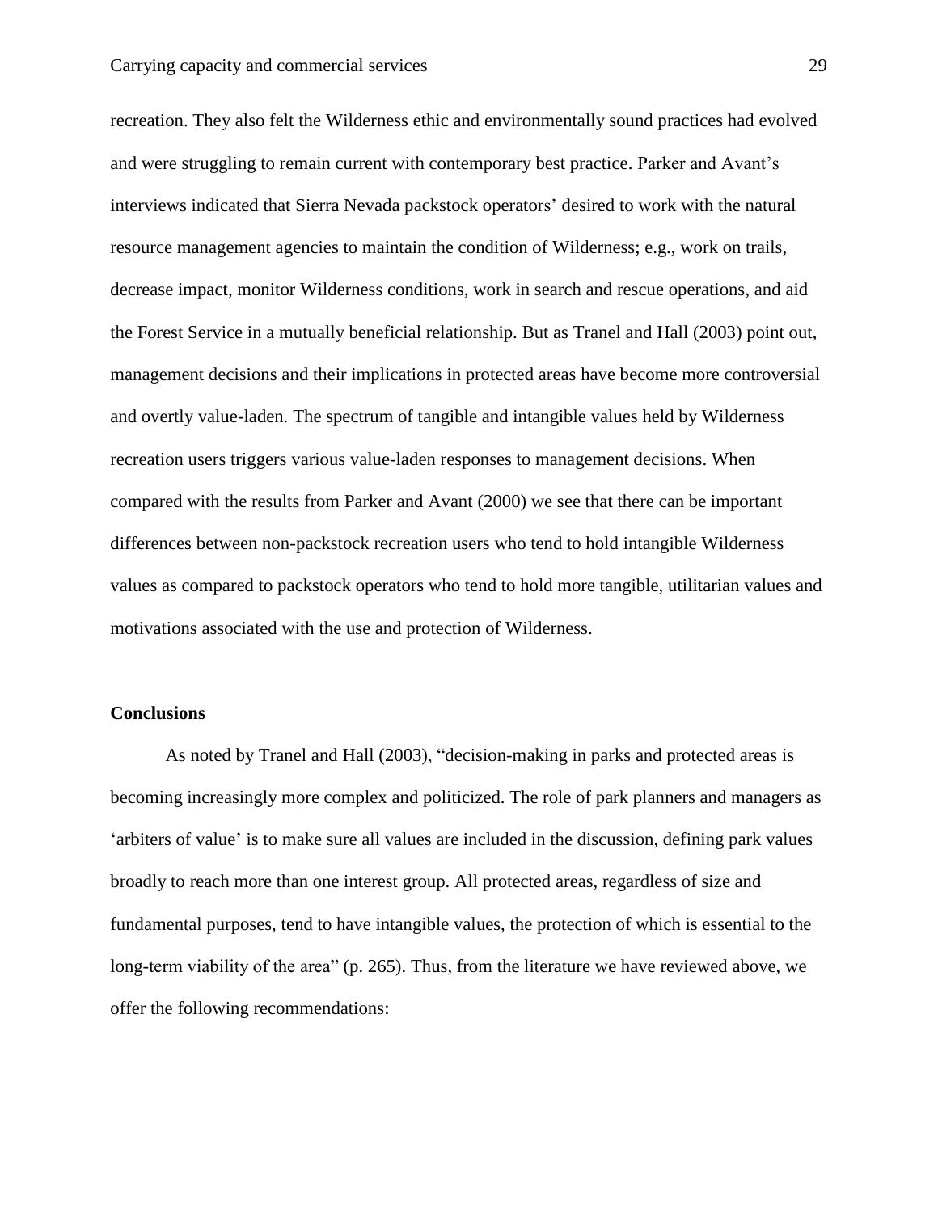recreation. They also felt the Wilderness ethic and environmentally sound practices had evolved and were struggling to remain current with contemporary best practice. Parker and Avant's interviews indicated that Sierra Nevada packstock operators' desired to work with the natural resource management agencies to maintain the condition of Wilderness; e.g., work on trails, decrease impact, monitor Wilderness conditions, work in search and rescue operations, and aid the Forest Service in a mutually beneficial relationship. But as Tranel and Hall (2003) point out, management decisions and their implications in protected areas have become more controversial and overtly value-laden. The spectrum of tangible and intangible values held by Wilderness recreation users triggers various value-laden responses to management decisions. When compared with the results from Parker and Avant (2000) we see that there can be important differences between non-packstock recreation users who tend to hold intangible Wilderness values as compared to packstock operators who tend to hold more tangible, utilitarian values and motivations associated with the use and protection of Wilderness.

**Conclusions**

As noted by Tranel and Hall (2003), "decision-making in parks and protected areas is becoming increasingly more complex and politicized. The role of park planners and managers as 'arbiters of value' is to make sure all values are included in the discussion, defining park values broadly to reach more than one interest group. All protected areas, regardless of size and fundamental purposes, tend to have intangible values, the protection of which is essential to the long-term viability of the area" (p. 265). Thus, from the literature we have reviewed above, we offer the following recommendations: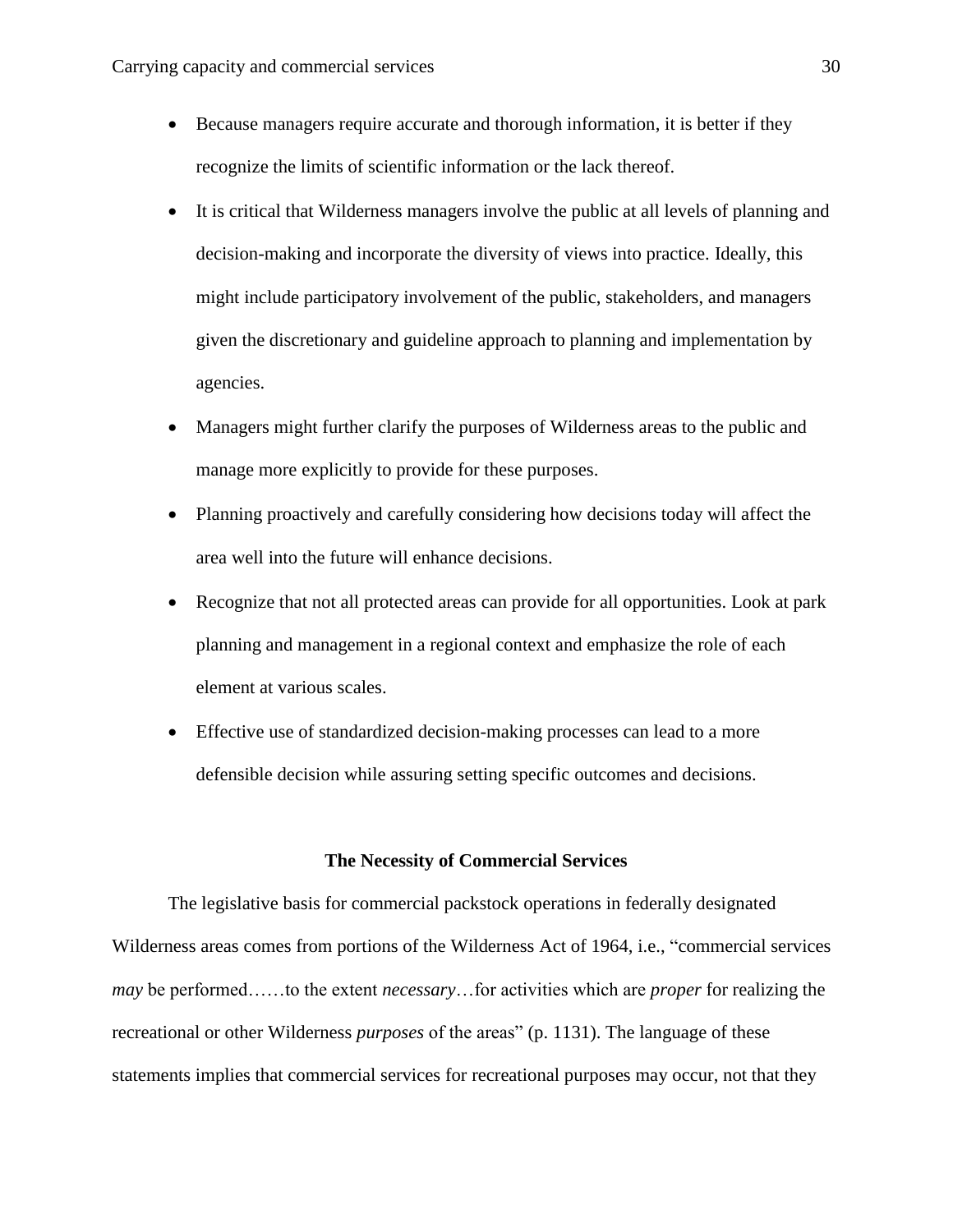- Because managers require accurate and thorough information, it is better if they recognize the limits of scientific information or the lack thereof.
- It is critical that Wilderness managers involve the public at all levels of planning and decision-making and incorporate the diversity of views into practice. Ideally, this might include participatory involvement of the public, stakeholders, and managers given the discretionary and guideline approach to planning and implementation by agencies.
- Managers might further clarify the purposes of Wilderness areas to the public and manage more explicitly to provide for these purposes.
- Planning proactively and carefully considering how decisions today will affect the area well into the future will enhance decisions.
- Recognize that not all protected areas can provide for all opportunities. Look at park planning and management in a regional context and emphasize the role of each element at various scales.
- Effective use of standardized decision-making processes can lead to a more defensible decision while assuring setting specific outcomes and decisions.

### The Necessity of Commercial Services

The legislative basis for commercial packstock operations in federally designated Wilderness areas comes from portions of the Wilderness Act of 1964, i.e., "commercial services *may* be performed……to the extent *necessary*…for activities which are *proper* for realizing the recreational or other Wilderness *purposes* of the areas" (p. 1131). The language of these statements implies that commercial services for recreational purposes may occur, not that they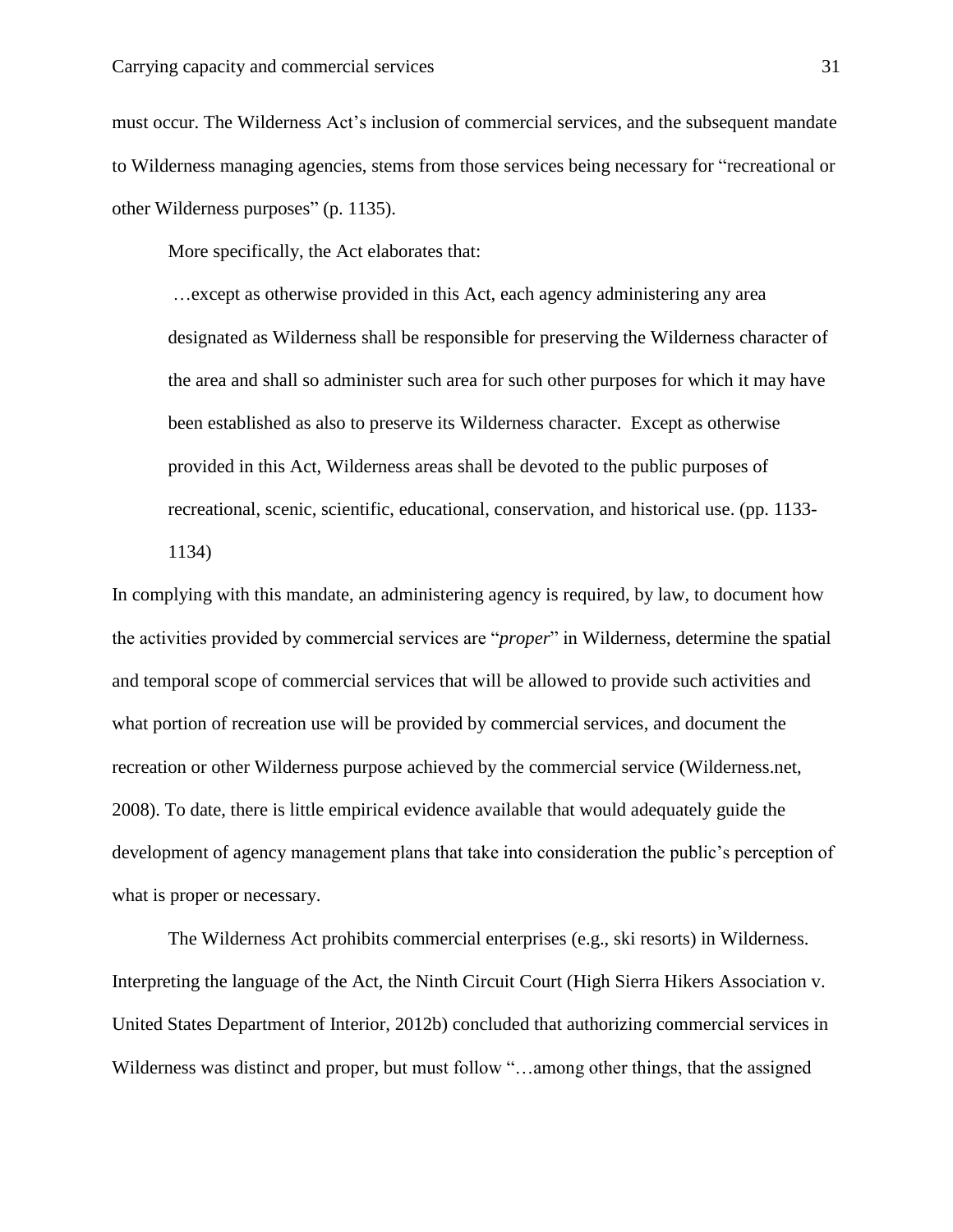must occur. The Wilderness Act's inclusion of commercial services, and the subsequent mandate to Wilderness managing agencies, stems from those services being necessary for "recreational or other Wilderness purposes" (p. 1135).

More specifically, the Act elaborates that:

> …except as otherwise provided in this Act, each agency administering any area designated as Wilderness shall be responsible for preserving the Wilderness character of the area and shall so administer such area for such other purposes for which it may have been established as also to preserve its Wilderness character. Except as otherwise provided in this Act, Wilderness areas shall be devoted to the public purposes of recreational, scenic, scientific, educational, conservation, and historical use. (pp. 1133-1134)

In complying with this mandate, an administering agency is required, by law, to document how the activities provided by commercial services are "*proper*" in Wilderness, determine the spatial and temporal scope of commercial services that will be allowed to provide such activities and what portion of recreation use will be provided by commercial services, and document the recreation or other Wilderness purpose achieved by the commercial service (Wilderness.net, 2008). To date, there is little empirical evidence available that would adequately guide the development of agency management plans that take into consideration the public's perception of what is proper or necessary.

The Wilderness Act prohibits commercial enterprises (e.g., ski resorts) in Wilderness. Interpreting the language of the Act, the Ninth Circuit Court (High Sierra Hikers Association v. United States Department of Interior, 2012b) concluded that authorizing commercial services in Wilderness was distinct and proper, but must follow "…among other things, that the assigned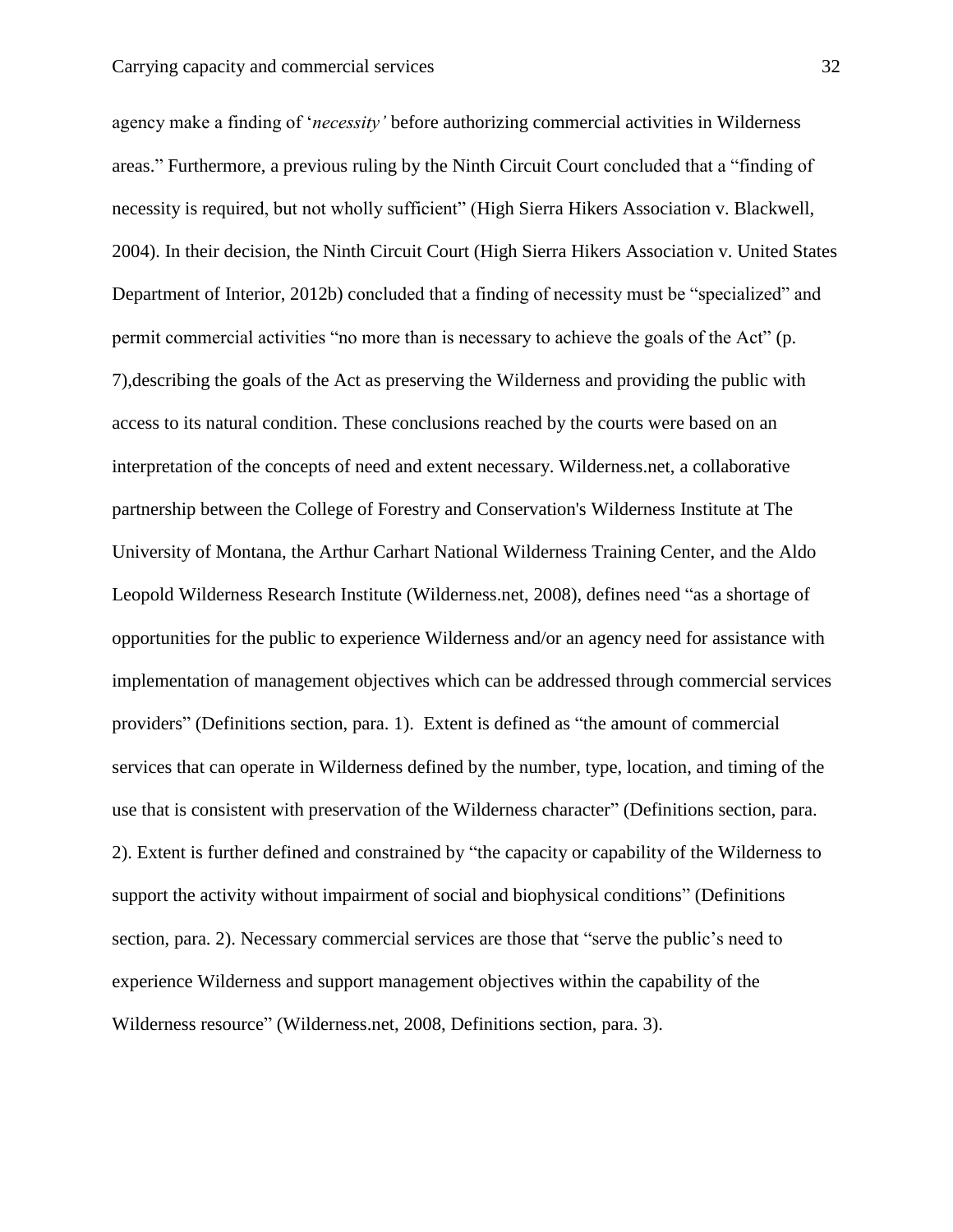agency make a finding of '*necessity'* before authorizing commercial activities in Wilderness areas." Furthermore, a previous ruling by the Ninth Circuit Court concluded that a "finding of necessity is required, but not wholly sufficient" (High Sierra Hikers Association v. Blackwell, 2004). In their decision, the Ninth Circuit Court (High Sierra Hikers Association v. United States Department of Interior, 2012b) concluded that a finding of necessity must be "specialized" and permit commercial activities "no more than is necessary to achieve the goals of the Act" (p. 7),describing the goals of the Act as preserving the Wilderness and providing the public with access to its natural condition. These conclusions reached by the courts were based on an interpretation of the concepts of need and extent necessary. Wilderness.net, a collaborative partnership between the College of Forestry and Conservation's Wilderness Institute at The University of Montana, the Arthur Carhart National Wilderness Training Center, and the Aldo Leopold Wilderness Research Institute (Wilderness.net, 2008), defines need "as a shortage of opportunities for the public to experience Wilderness and/or an agency need for assistance with implementation of management objectives which can be addressed through commercial services providers" (Definitions section, para. 1). Extent is defined as "the amount of commercial services that can operate in Wilderness defined by the number, type, location, and timing of the use that is consistent with preservation of the Wilderness character" (Definitions section, para. 2). Extent is further defined and constrained by "the capacity or capability of the Wilderness to support the activity without impairment of social and biophysical conditions" (Definitions section, para. 2). Necessary commercial services are those that "serve the public's need to experience Wilderness and support management objectives within the capability of the Wilderness resource" (Wilderness.net, 2008, Definitions section, para. 3).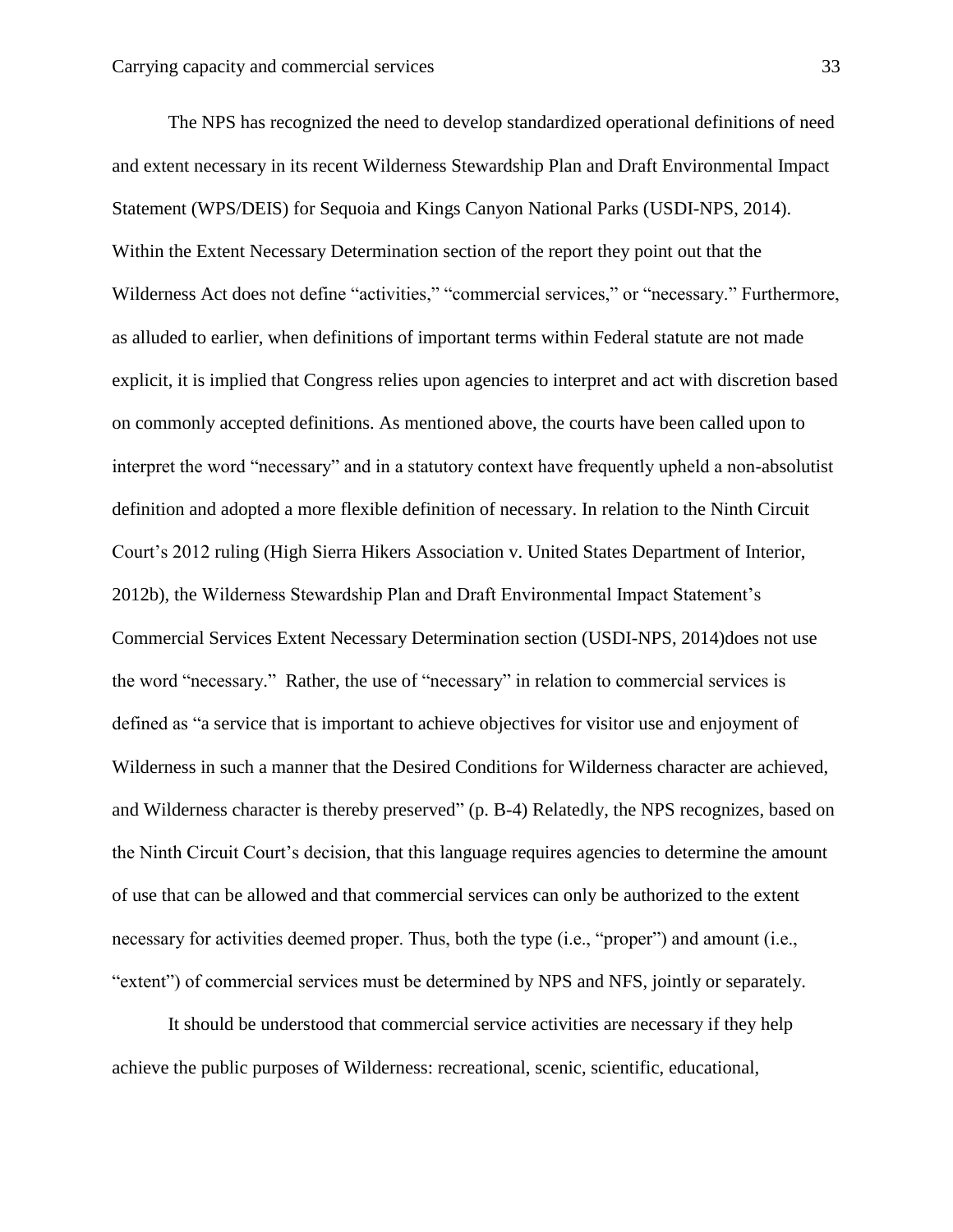The NPS has recognized the need to develop standardized operational definitions of need and extent necessary in its recent Wilderness Stewardship Plan and Draft Environmental Impact Statement (WPS/DEIS) for Sequoia and Kings Canyon National Parks (USDI-NPS, 2014). Within the Extent Necessary Determination section of the report they point out that the Wilderness Act does not define "activities," "commercial services," or "necessary." Furthermore, as alluded to earlier, when definitions of important terms within Federal statute are not made explicit, it is implied that Congress relies upon agencies to interpret and act with discretion based on commonly accepted definitions. As mentioned above, the courts have been called upon to interpret the word "necessary" and in a statutory context have frequently upheld a non-absolutist definition and adopted a more flexible definition of necessary. In relation to the Ninth Circuit Court's 2012 ruling (High Sierra Hikers Association v. United States Department of Interior, 2012b), the Wilderness Stewardship Plan and Draft Environmental Impact Statement's Commercial Services Extent Necessary Determination section (USDI-NPS, 2014)does not use the word "necessary." Rather, the use of "necessary" in relation to commercial services is defined as "a service that is important to achieve objectives for visitor use and enjoyment of Wilderness in such a manner that the Desired Conditions for Wilderness character are achieved, and Wilderness character is thereby preserved" (p. B-4) Relatedly, the NPS recognizes, based on the Ninth Circuit Court's decision, that this language requires agencies to determine the amount of use that can be allowed and that commercial services can only be authorized to the extent necessary for activities deemed proper. Thus, both the type (i.e., "proper") and amount (i.e., "extent") of commercial services must be determined by NPS and NFS, jointly or separately.

It should be understood that commercial service activities are necessary if they help achieve the public purposes of Wilderness: recreational, scenic, scientific, educational,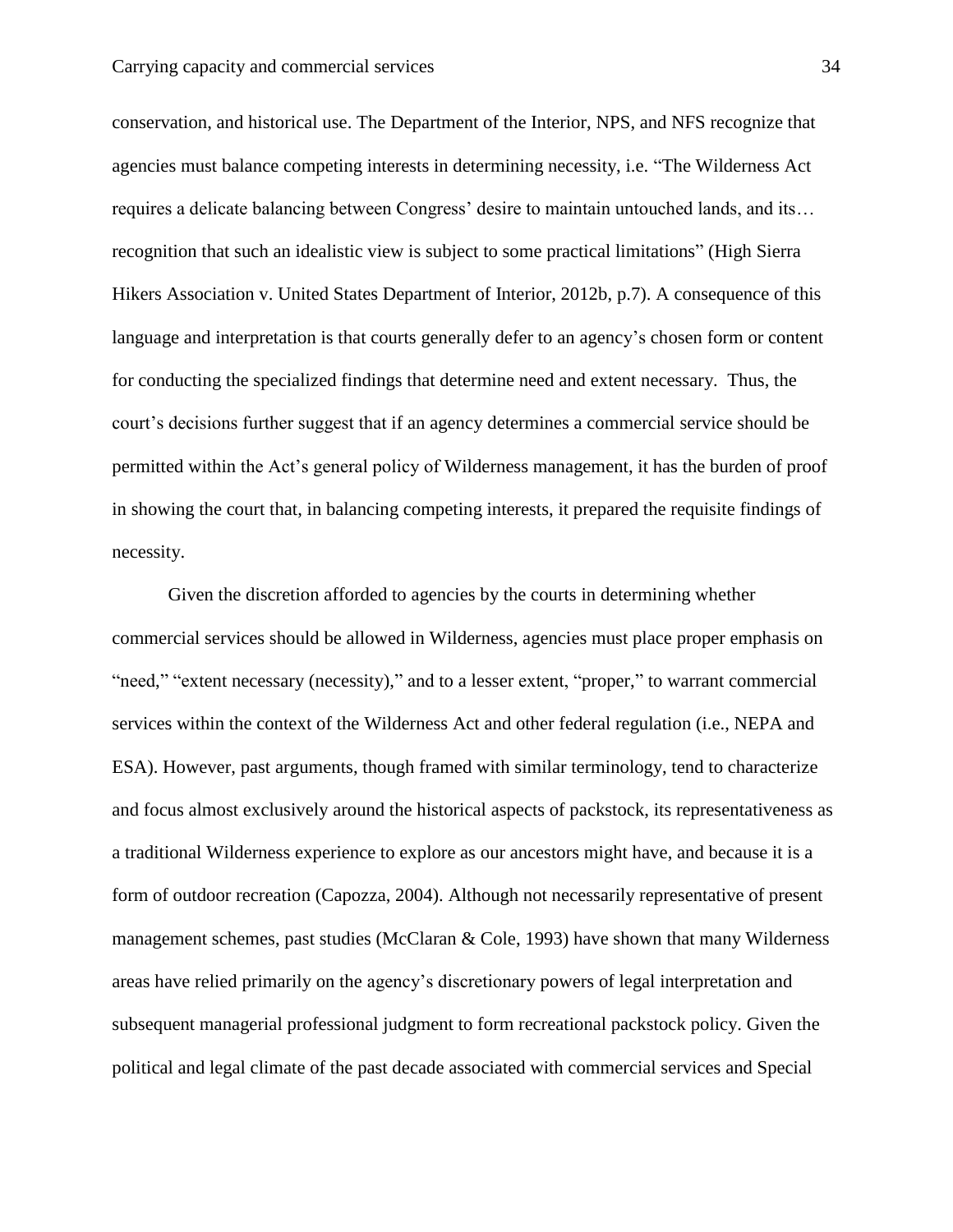conservation, and historical use. The Department of the Interior, NPS, and NFS recognize that agencies must balance competing interests in determining necessity, i.e. "The Wilderness Act requires a delicate balancing between Congress' desire to maintain untouched lands, and its… recognition that such an idealistic view is subject to some practical limitations" (High Sierra Hikers Association v. United States Department of Interior, 2012b, p.7). A consequence of this language and interpretation is that courts generally defer to an agency's chosen form or content for conducting the specialized findings that determine need and extent necessary. Thus, the court's decisions further suggest that if an agency determines a commercial service should be permitted within the Act's general policy of Wilderness management, it has the burden of proof in showing the court that, in balancing competing interests, it prepared the requisite findings of necessity.

Given the discretion afforded to agencies by the courts in determining whether commercial services should be allowed in Wilderness, agencies must place proper emphasis on "need," "extent necessary (necessity)," and to a lesser extent, "proper," to warrant commercial services within the context of the Wilderness Act and other federal regulation (i.e., NEPA and ESA). However, past arguments, though framed with similar terminology, tend to characterize and focus almost exclusively around the historical aspects of packstock, its representativeness as a traditional Wilderness experience to explore as our ancestors might have, and because it is a form of outdoor recreation (Capozza, 2004). Although not necessarily representative of present management schemes, past studies (McClaran & Cole, 1993) have shown that many Wilderness areas have relied primarily on the agency's discretionary powers of legal interpretation and subsequent managerial professional judgment to form recreational packstock policy. Given the political and legal climate of the past decade associated with commercial services and Special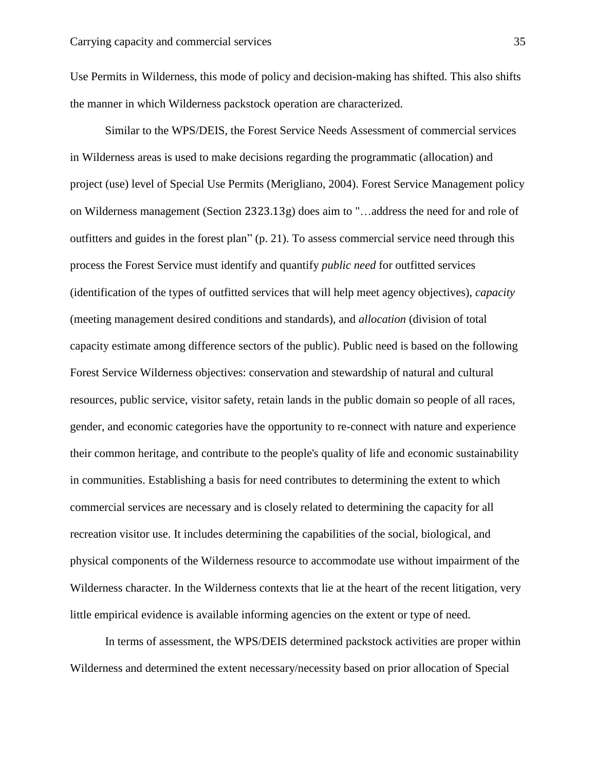Use Permits in Wilderness, this mode of policy and decision-making has shifted. This also shifts the manner in which Wilderness packstock operation are characterized.

Similar to the WPS/DEIS, the Forest Service Needs Assessment of commercial services in Wilderness areas is used to make decisions regarding the programmatic (allocation) and project (use) level of Special Use Permits (Merigliano, 2004). Forest Service Management policy on Wilderness management (Section 2323.13g) does aim to "…address the need for and role of outfitters and guides in the forest plan" (p. 21). To assess commercial service need through this process the Forest Service must identify and quantify *public need* for outfitted services (identification of the types of outfitted services that will help meet agency objectives), *capacity* (meeting management desired conditions and standards), and *allocation* (division of total capacity estimate among difference sectors of the public). Public need is based on the following Forest Service Wilderness objectives: conservation and stewardship of natural and cultural resources, public service, visitor safety, retain lands in the public domain so people of all races, gender, and economic categories have the opportunity to re-connect with nature and experience their common heritage, and contribute to the people's quality of life and economic sustainability in communities. Establishing a basis for need contributes to determining the extent to which commercial services are necessary and is closely related to determining the capacity for all recreation visitor use. It includes determining the capabilities of the social, biological, and physical components of the Wilderness resource to accommodate use without impairment of the Wilderness character. In the Wilderness contexts that lie at the heart of the recent litigation, very little empirical evidence is available informing agencies on the extent or type of need.

In terms of assessment, the WPS/DEIS determined packstock activities are proper within Wilderness and determined the extent necessary/necessity based on prior allocation of Special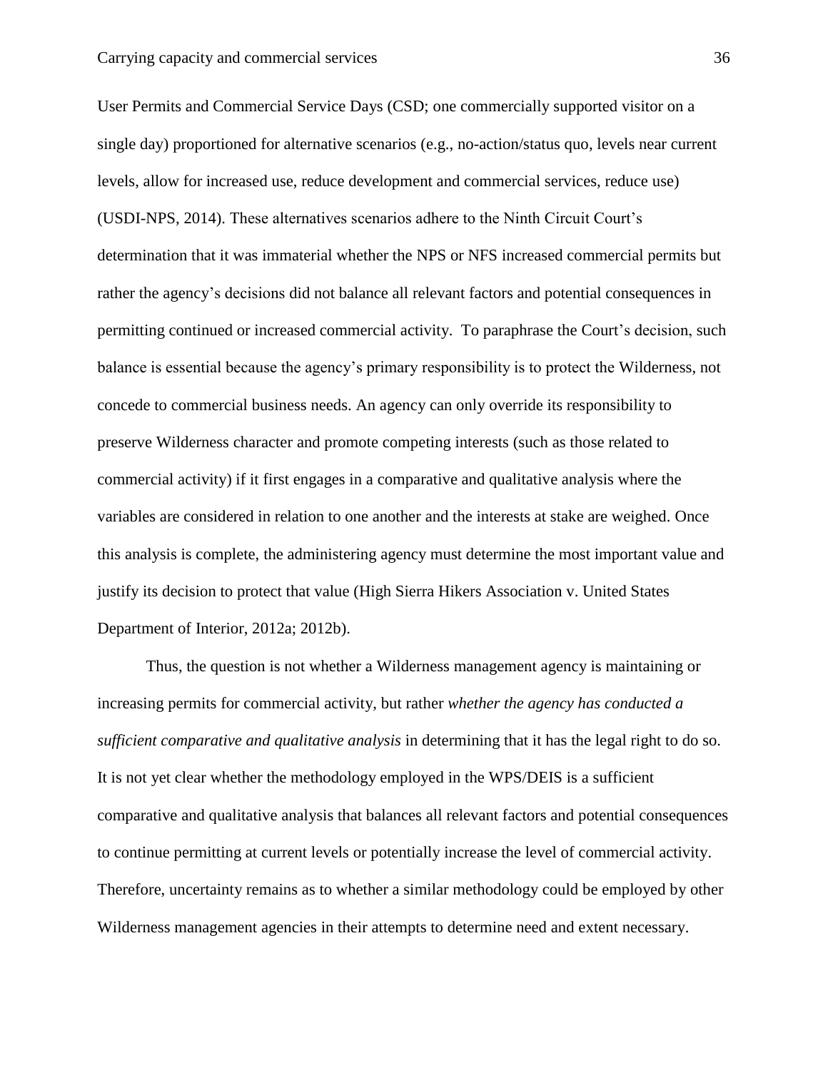User Permits and Commercial Service Days (CSD; one commercially supported visitor on a single day) proportioned for alternative scenarios (e.g., no-action/status quo, levels near current levels, allow for increased use, reduce development and commercial services, reduce use) (USDI-NPS, 2014). These alternatives scenarios adhere to the Ninth Circuit Court's determination that it was immaterial whether the NPS or NFS increased commercial permits but rather the agency's decisions did not balance all relevant factors and potential consequences in permitting continued or increased commercial activity. To paraphrase the Court's decision, such balance is essential because the agency's primary responsibility is to protect the Wilderness, not concede to commercial business needs. An agency can only override its responsibility to preserve Wilderness character and promote competing interests (such as those related to commercial activity) if it first engages in a comparative and qualitative analysis where the variables are considered in relation to one another and the interests at stake are weighed. Once this analysis is complete, the administering agency must determine the most important value and justify its decision to protect that value (High Sierra Hikers Association v. United States Department of Interior, 2012a; 2012b).

Thus, the question is not whether a Wilderness management agency is maintaining or increasing permits for commercial activity, but rather *whether the agency has conducted a sufficient comparative and qualitative analysis* in determining that it has the legal right to do so. It is not yet clear whether the methodology employed in the WPS/DEIS is a sufficient comparative and qualitative analysis that balances all relevant factors and potential consequences to continue permitting at current levels or potentially increase the level of commercial activity. Therefore, uncertainty remains as to whether a similar methodology could be employed by other Wilderness management agencies in their attempts to determine need and extent necessary.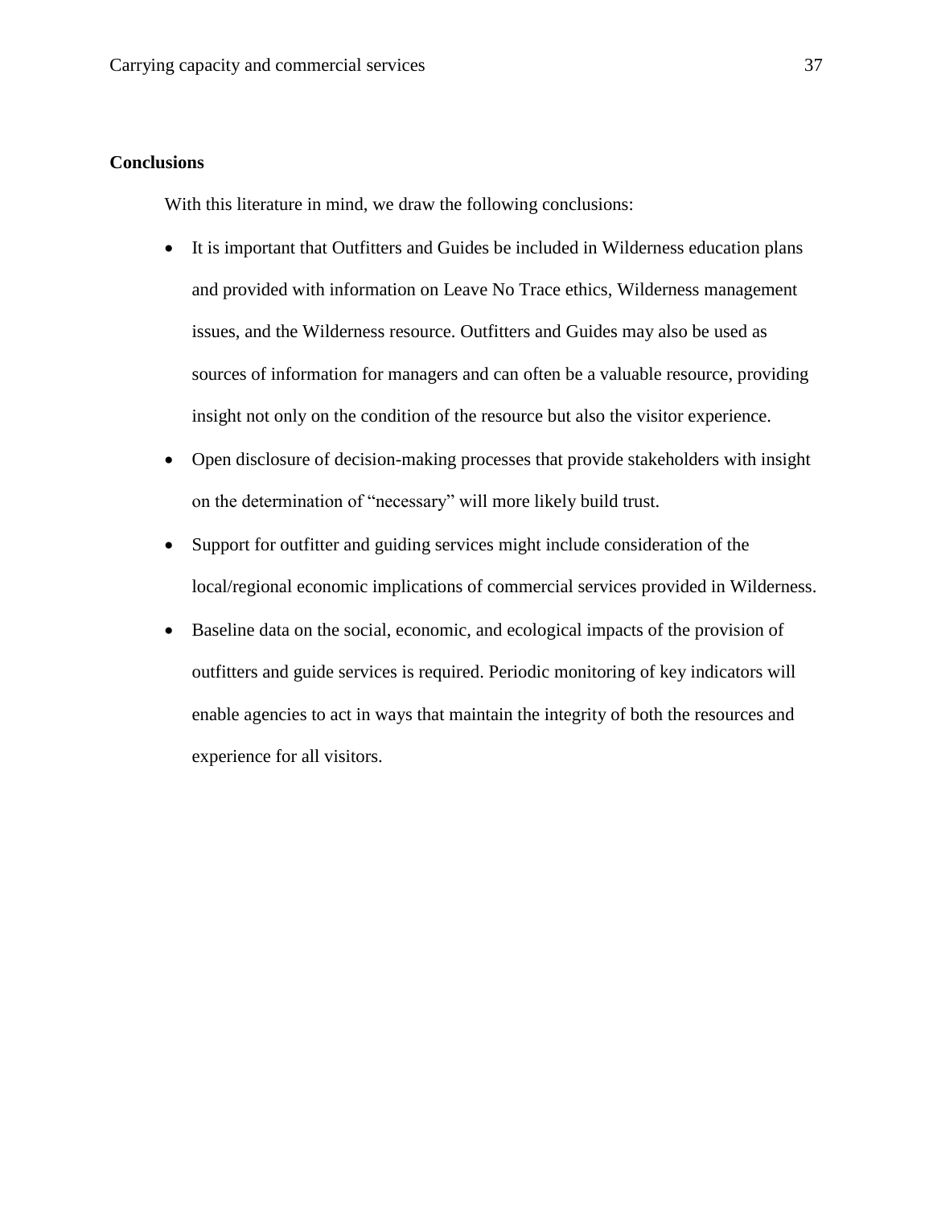**Conclusions**

With this literature in mind, we draw the following conclusions:

- It is important that Outfitters and Guides be included in Wilderness education plans and provided with information on Leave No Trace ethics, Wilderness management issues, and the Wilderness resource. Outfitters and Guides may also be used as sources of information for managers and can often be a valuable resource, providing insight not only on the condition of the resource but also the visitor experience.
- Open disclosure of decision-making processes that provide stakeholders with insight on the determination of "necessary" will more likely build trust.
- Support for outfitter and guiding services might include consideration of the local/regional economic implications of commercial services provided in Wilderness.
- Baseline data on the social, economic, and ecological impacts of the provision of outfitters and guide services is required. Periodic monitoring of key indicators will enable agencies to act in ways that maintain the integrity of both the resources and experience for all visitors.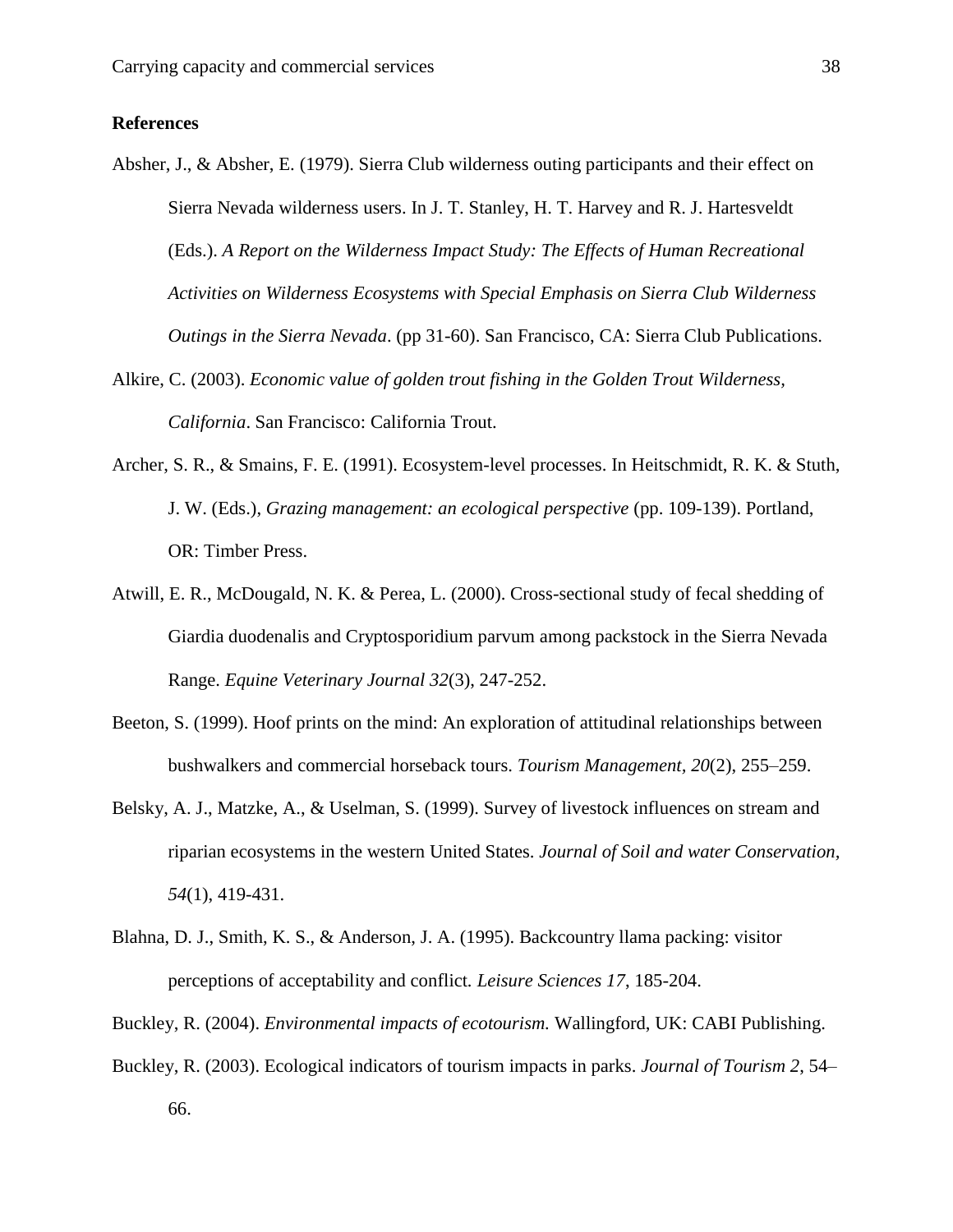**References**

Absher, J., & Absher, E. (1979). Sierra Club wilderness outing participants and their effect on Sierra Nevada wilderness users. In J. T. Stanley, H. T. Harvey and R. J. Hartesveldt (Eds.). *A Report on the Wilderness Impact Study: The Effects of Human Recreational Activities on Wilderness Ecosystems with Special Emphasis on Sierra Club Wilderness Outings in the Sierra Nevada*. (pp 31-60). San Francisco, CA: Sierra Club Publications.

Alkire, C. (2003). *Economic value of golden trout fishing in the Golden Trout Wilderness, California*. San Francisco: California Trout.

Archer, S. R., & Smains, F. E. (1991). Ecosystem-level processes. In Heitschmidt, R. K. & Stuth, J. W. (Eds.), *Grazing management: an ecological perspective* (pp. 109-139). Portland, OR: Timber Press.

Atwill, E. R., McDougald, N. K. & Perea, L. (2000). Cross-sectional study of fecal shedding of Giardia duodenalis and Cryptosporidium parvum among packstock in the Sierra Nevada Range. *Equine Veterinary Journal 32*(3), 247-252.

Beeton, S. (1999). Hoof prints on the mind: An exploration of attitudinal relationships between bushwalkers and commercial horseback tours. *Tourism Management, 20*(2), 255–259.

Belsky, A. J., Matzke, A., & Uselman, S. (1999). Survey of livestock influences on stream and riparian ecosystems in the western United States. *Journal of Soil and water Conservation, 54*(1), 419-431.

Blahna, D. J., Smith, K. S., & Anderson, J. A. (1995). Backcountry llama packing: visitor perceptions of acceptability and conflict. *Leisure Sciences 17*, 185-204.

Buckley, R. (2004). *Environmental impacts of ecotourism.* Wallingford, UK: CABI Publishing.

Buckley, R. (2003). Ecological indicators of tourism impacts in parks. *Journal of Tourism 2*, 54–66.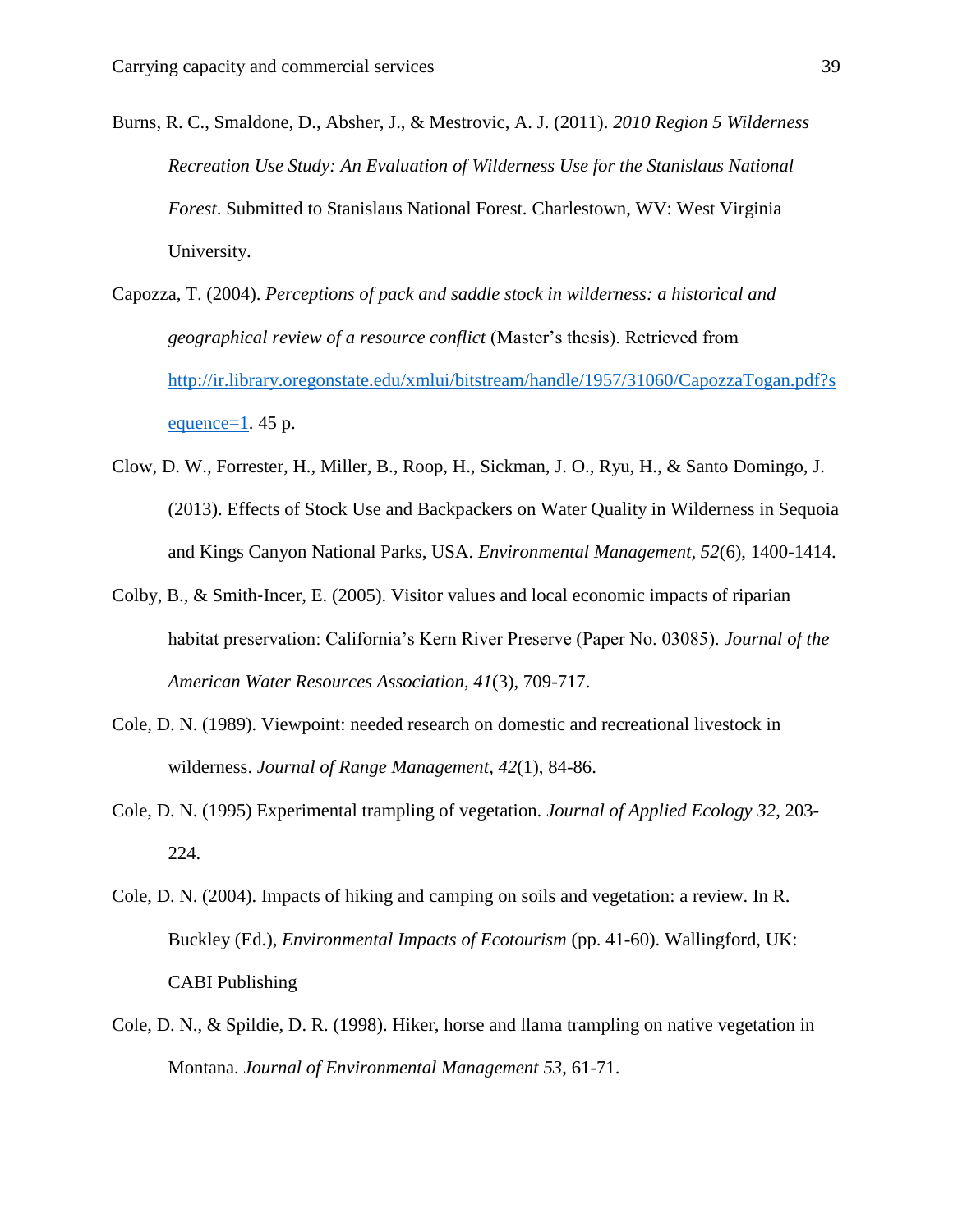Burns, R. C., Smaldone, D., Absher, J., & Mestrovic, A. J. (2011). *2010 Region 5 Wilderness Recreation Use Study: An Evaluation of Wilderness Use for the Stanislaus National Forest*. Submitted to Stanislaus National Forest. Charlestown, WV: West Virginia University.

Capozza, T. (2004). *Perceptions of pack and saddle stock in wilderness: a historical and geographical review of a resource conflict* (Master's thesis). Retrieved from http://ir.library.oregonstate.edu/xmlui/bitstream/handle/1957/31060/CapozzaTogan.pdf?sequence=1. 45 p.

Clow, D. W., Forrester, H., Miller, B., Roop, H., Sickman, J. O., Ryu, H., & Santo Domingo, J. (2013). Effects of Stock Use and Backpackers on Water Quality in Wilderness in Sequoia and Kings Canyon National Parks, USA. *Environmental Management, 52*(6), 1400-1414.

Colby, B., & Smith-Incer, E. (2005). Visitor values and local economic impacts of riparian habitat preservation: California's Kern River Preserve (Paper No. 03085). *Journal of the American Water Resources Association, 41*(3), 709-717.

Cole, D. N. (1989). Viewpoint: needed research on domestic and recreational livestock in wilderness. *Journal of Range Management, 42*(1), 84-86.

Cole, D. N. (1995) Experimental trampling of vegetation. *Journal of Applied Ecology 32*, 203-224.

Cole, D. N. (2004). Impacts of hiking and camping on soils and vegetation: a review. In R. Buckley (Ed.), *Environmental Impacts of Ecotourism* (pp. 41-60). Wallingford, UK: CABI Publishing

Cole, D. N., & Spildie, D. R. (1998). Hiker, horse and llama trampling on native vegetation in Montana. *Journal of Environmental Management 53*, 61-71.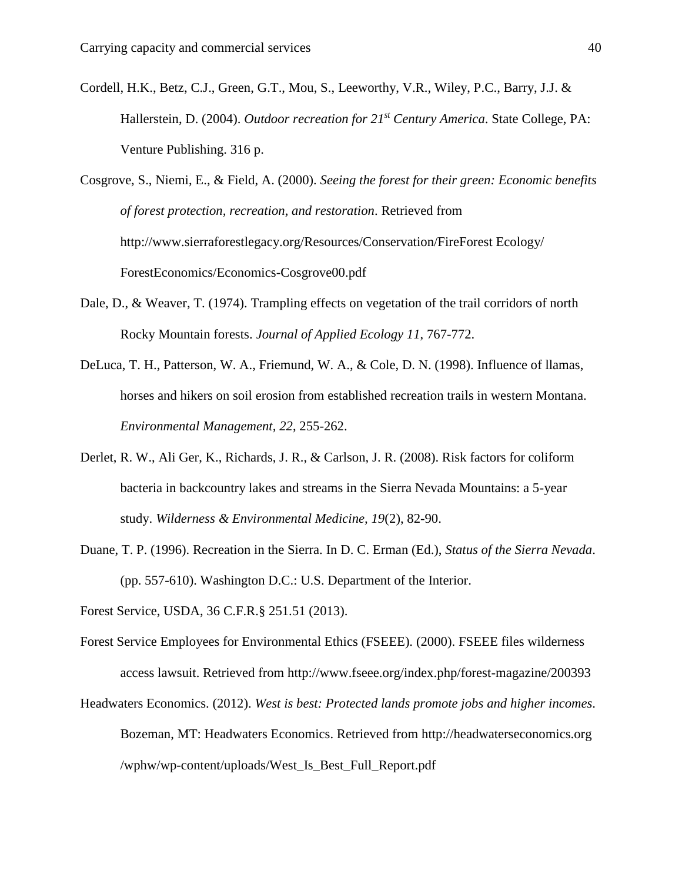Cordell, H.K., Betz, C.J., Green, G.T., Mou, S., Leeworthy, V.R., Wiley, P.C., Barry, J.J. & Hallerstein, D. (2004). *Outdoor recreation for 21st Century America*. State College, PA: Venture Publishing. 316 p.

Cosgrove, S., Niemi, E., & Field, A. (2000). *Seeing the forest for their green: Economic benefits of forest protection, recreation, and restoration*. Retrieved from http://www.sierraforestlegacy.org/Resources/Conservation/FireForest Ecology/ ForestEconomics/Economics-Cosgrove00.pdf

Dale, D., & Weaver, T. (1974). Trampling effects on vegetation of the trail corridors of north Rocky Mountain forests. *Journal of Applied Ecology 11*, 767-772.

DeLuca, T. H., Patterson, W. A., Friemund, W. A., & Cole, D. N. (1998). Influence of llamas, horses and hikers on soil erosion from established recreation trails in western Montana. *Environmental Management*, *22*, 255-262.

Derlet, R. W., Ali Ger, K., Richards, J. R., & Carlson, J. R. (2008). Risk factors for coliform bacteria in backcountry lakes and streams in the Sierra Nevada Mountains: a 5-year study. *Wilderness & Environmental Medicine, 19*(2), 82-90.

Duane, T. P. (1996). Recreation in the Sierra. In D. C. Erman (Ed.), *Status of the Sierra Nevada*. (pp. 557-610). Washington D.C.: U.S. Department of the Interior.

Forest Service, USDA, 36 C.F.R.§ 251.51 (2013).

Forest Service Employees for Environmental Ethics (FSEEE). (2000). FSEEE files wilderness access lawsuit. Retrieved from http://www.fseee.org/index.php/forest-magazine/200393

Headwaters Economics. (2012). *West is best: Protected lands promote jobs and higher incomes*. Bozeman, MT: Headwaters Economics. Retrieved from http://headwaterseconomics.org /wphw/wp-content/uploads/West_Is_Best_Full_Report.pdf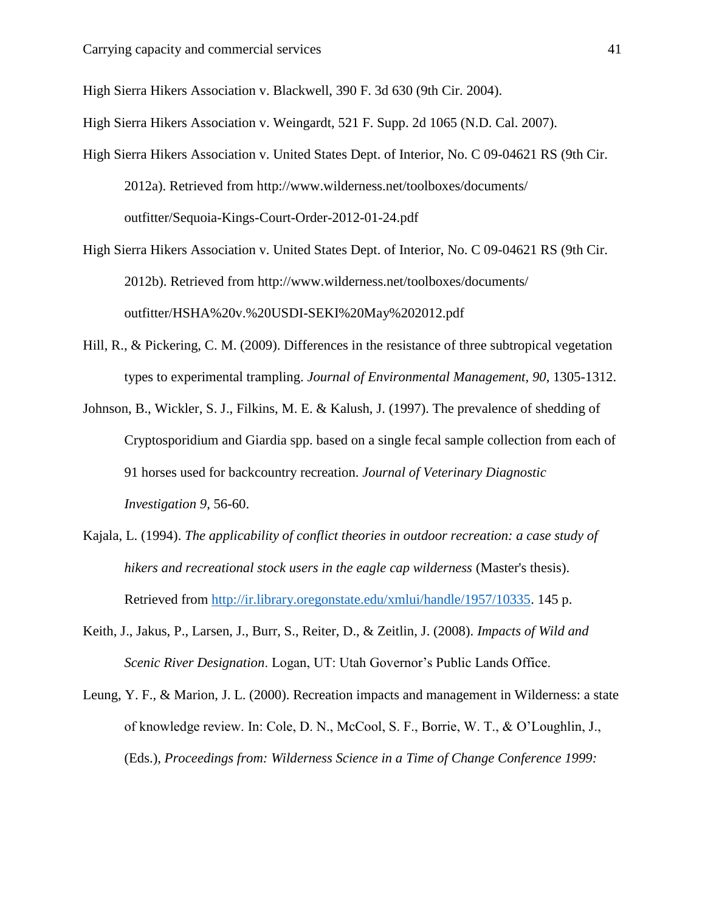High Sierra Hikers Association v. Blackwell, 390 F. 3d 630 (9th Cir. 2004).

High Sierra Hikers Association v. Weingardt, 521 F. Supp. 2d 1065 (N.D. Cal. 2007).

High Sierra Hikers Association v. United States Dept. of Interior, No. C 09-04621 RS (9th Cir. 2012a). Retrieved from http://www.wilderness.net/toolboxes/documents/outfitter/Sequoia-Kings-Court-Order-2012-01-24.pdf

High Sierra Hikers Association v. United States Dept. of Interior, No. C 09-04621 RS (9th Cir. 2012b). Retrieved from http://www.wilderness.net/toolboxes/documents/outfitter/HSHA%20v.%20USDI-SEKI%20May%202012.pdf

Hill, R., & Pickering, C. M. (2009). Differences in the resistance of three subtropical vegetation types to experimental trampling. *Journal of Environmental Management, 90*, 1305-1312.

Johnson, B., Wickler, S. J., Filkins, M. E. & Kalush, J. (1997). The prevalence of shedding of Cryptosporidium and Giardia spp. based on a single fecal sample collection from each of 91 horses used for backcountry recreation. *Journal of Veterinary Diagnostic Investigation 9*, 56-60.

Kajala, L. (1994). *The applicability of conflict theories in outdoor recreation: a case study of hikers and recreational stock users in the eagle cap wilderness* (Master's thesis). Retrieved from http://ir.library.oregonstate.edu/xmlui/handle/1957/10335. 145 p.

Keith, J., Jakus, P., Larsen, J., Burr, S., Reiter, D., & Zeitlin, J. (2008). *Impacts of Wild and Scenic River Designation*. Logan, UT: Utah Governor's Public Lands Office.

Leung, Y. F., & Marion, J. L. (2000). Recreation impacts and management in Wilderness: a state of knowledge review. In: Cole, D. N., McCool, S. F., Borrie, W. T., & O'Loughlin, J., (Eds.), *Proceedings from: Wilderness Science in a Time of Change Conference 1999:*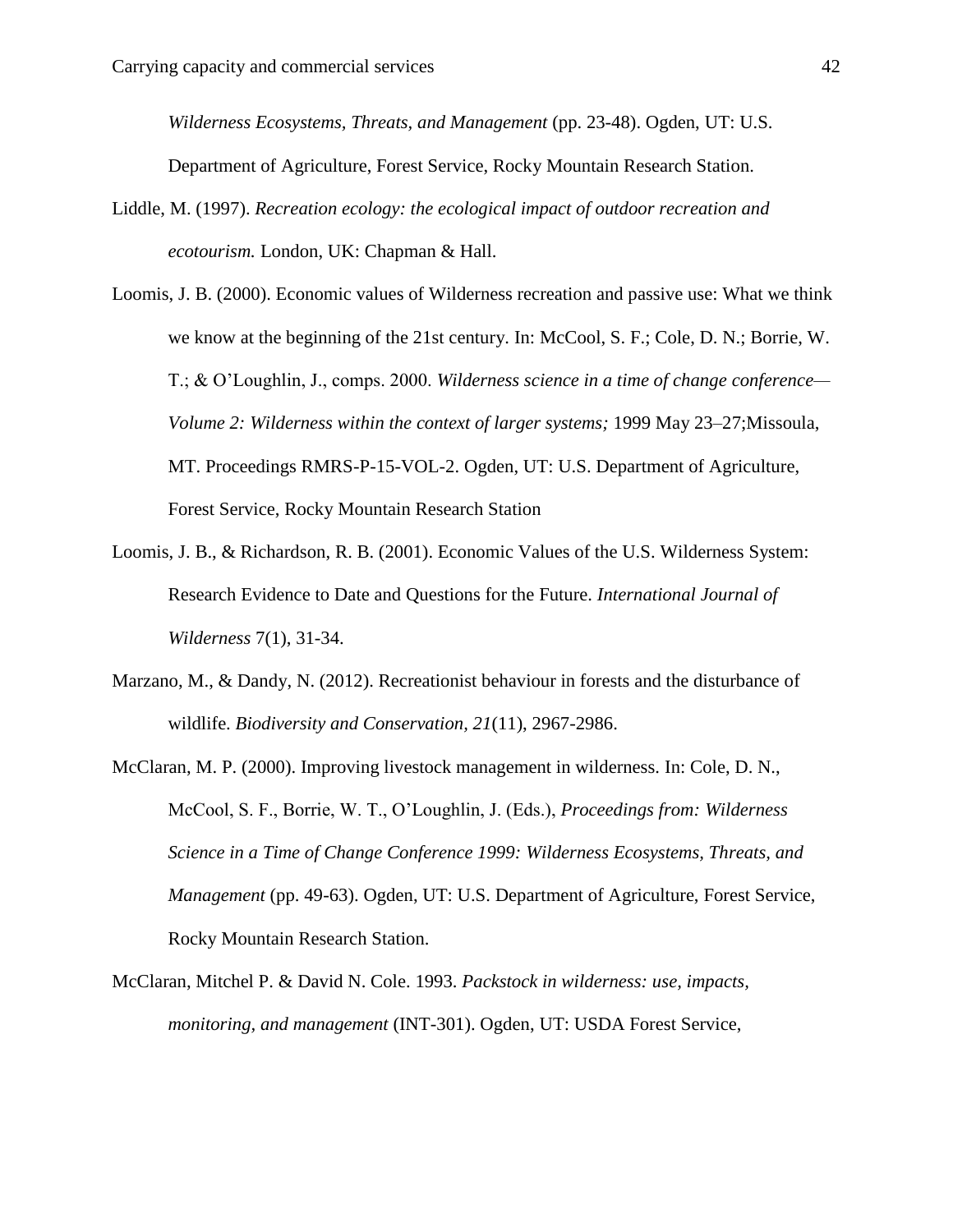*Wilderness Ecosystems, Threats, and Management* (pp. 23-48). Ogden, UT: U.S. Department of Agriculture, Forest Service, Rocky Mountain Research Station.

Liddle, M. (1997). *Recreation ecology: the ecological impact of outdoor recreation and ecotourism.* London, UK: Chapman & Hall.

Loomis, J. B. (2000). Economic values of Wilderness recreation and passive use: What we think we know at the beginning of the 21st century. In: McCool, S. F.; Cole, D. N.; Borrie, W. T.; & O'Loughlin, J., comps. 2000. *Wilderness science in a time of change conference—Volume 2: Wilderness within the context of larger systems;* 1999 May 23–27;Missoula, MT. Proceedings RMRS-P-15-VOL-2. Ogden, UT: U.S. Department of Agriculture, Forest Service, Rocky Mountain Research Station

Loomis, J. B., & Richardson, R. B. (2001). Economic Values of the U.S. Wilderness System: Research Evidence to Date and Questions for the Future. *International Journal of Wilderness* 7(1), 31-34.

Marzano, M., & Dandy, N. (2012). Recreationist behaviour in forests and the disturbance of wildlife. *Biodiversity and Conservation, 21*(11), 2967-2986.

McClaran, M. P. (2000). Improving livestock management in wilderness. In: Cole, D. N., McCool, S. F., Borrie, W. T., O'Loughlin, J. (Eds.), *Proceedings from: Wilderness Science in a Time of Change Conference 1999: Wilderness Ecosystems, Threats, and Management* (pp. 49-63). Ogden, UT: U.S. Department of Agriculture, Forest Service, Rocky Mountain Research Station.

McClaran, Mitchel P. & David N. Cole. 1993. *Packstock in wilderness: use, impacts, monitoring, and management* (INT-301). Ogden, UT: USDA Forest Service,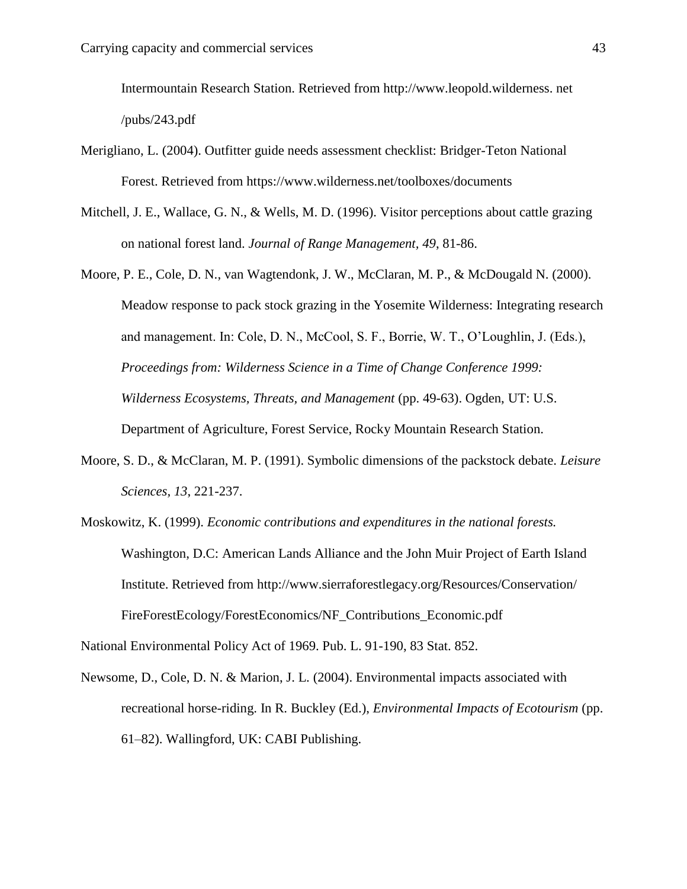Intermountain Research Station. Retrieved from http://www.leopold.wilderness. net /pubs/243.pdf

Merigliano, L. (2004). Outfitter guide needs assessment checklist: Bridger-Teton National Forest. Retrieved from https://www.wilderness.net/toolboxes/documents

Mitchell, J. E., Wallace, G. N., & Wells, M. D. (1996). Visitor perceptions about cattle grazing on national forest land. *Journal of Range Management, 49*, 81-86.

Moore, P. E., Cole, D. N., van Wagtendonk, J. W., McClaran, M. P., & McDougald N. (2000). Meadow response to pack stock grazing in the Yosemite Wilderness: Integrating research and management. In: Cole, D. N., McCool, S. F., Borrie, W. T., O'Loughlin, J. (Eds.), *Proceedings from: Wilderness Science in a Time of Change Conference 1999: Wilderness Ecosystems, Threats, and Management* (pp. 49-63). Ogden, UT: U.S. Department of Agriculture, Forest Service, Rocky Mountain Research Station.

Moore, S. D., & McClaran, M. P. (1991). Symbolic dimensions of the packstock debate. *Leisure Sciences, 13*, 221-237.

Moskowitz, K. (1999). *Economic contributions and expenditures in the national forests.* Washington, D.C: American Lands Alliance and the John Muir Project of Earth Island Institute. Retrieved from http://www.sierraforestlegacy.org/Resources/Conservation/FireForestEcology/ForestEconomics/NF_Contributions_Economic.pdf

National Environmental Policy Act of 1969. Pub. L. 91-190, 83 Stat. 852.

Newsome, D., Cole, D. N. & Marion, J. L. (2004). Environmental impacts associated with recreational horse-riding. In R. Buckley (Ed.), *Environmental Impacts of Ecotourism* (pp. 61–82). Wallingford, UK: CABI Publishing.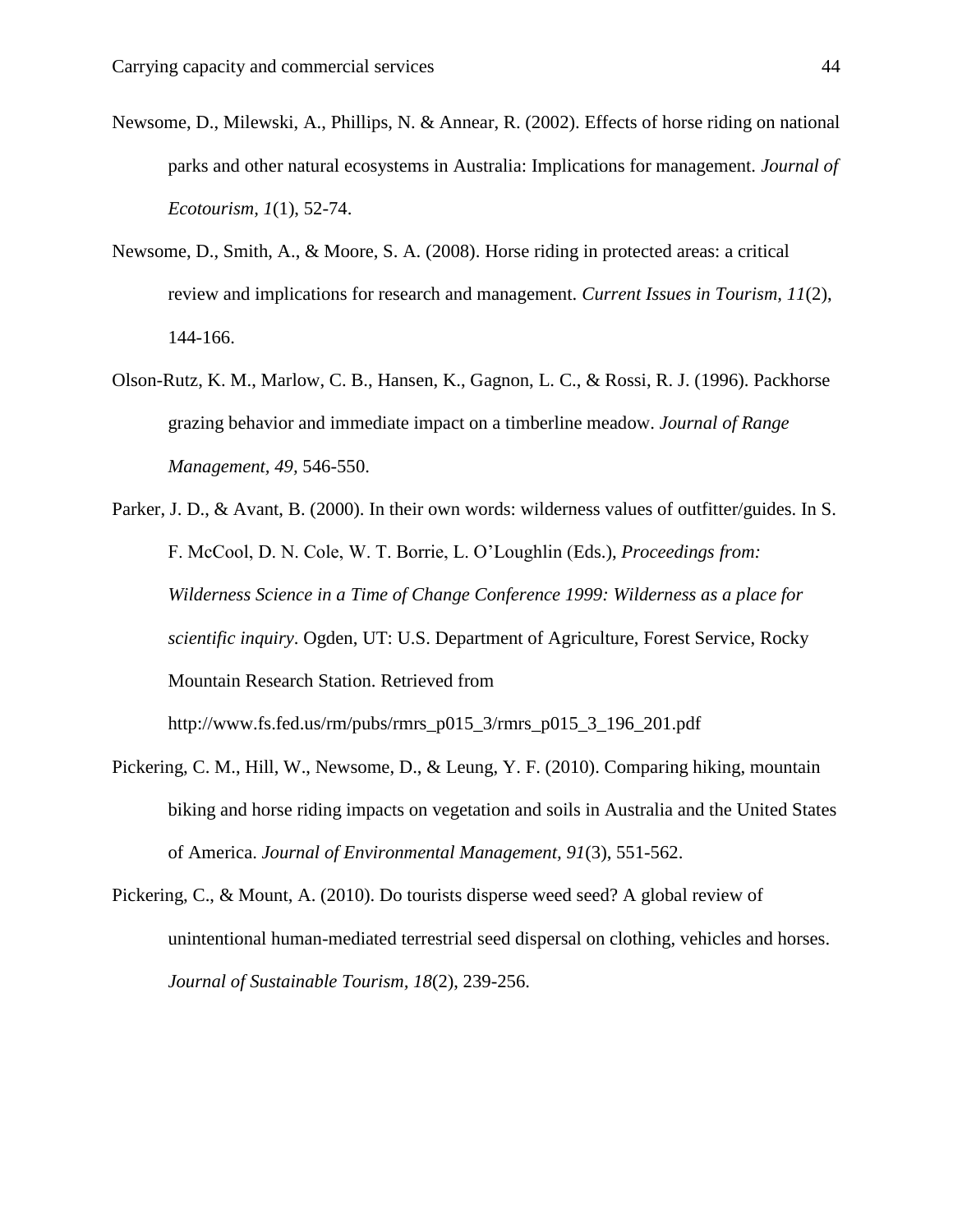Newsome, D., Milewski, A., Phillips, N. & Annear, R. (2002). Effects of horse riding on national parks and other natural ecosystems in Australia: Implications for management. *Journal of Ecotourism, 1*(1), 52-74.

Newsome, D., Smith, A., & Moore, S. A. (2008). Horse riding in protected areas: a critical review and implications for research and management. *Current Issues in Tourism, 11*(2), 144-166.

Olson-Rutz, K. M., Marlow, C. B., Hansen, K., Gagnon, L. C., & Rossi, R. J. (1996). Packhorse grazing behavior and immediate impact on a timberline meadow. *Journal of Range Management, 49,* 546-550.

Parker, J. D., & Avant, B. (2000). In their own words: wilderness values of outfitter/guides. In S. F. McCool, D. N. Cole, W. T. Borrie, L. O'Loughlin (Eds.), *Proceedings from: Wilderness Science in a Time of Change Conference 1999: Wilderness as a place for scientific inquiry*. Ogden, UT: U.S. Department of Agriculture, Forest Service, Rocky Mountain Research Station. Retrieved from http://www.fs.fed.us/rm/pubs/rmrs_p015_3/rmrs_p015_3_196_201.pdf

Pickering, C. M., Hill, W., Newsome, D., & Leung, Y. F. (2010). Comparing hiking, mountain biking and horse riding impacts on vegetation and soils in Australia and the United States of America. *Journal of Environmental Management, 91*(3), 551-562.

Pickering, C., & Mount, A. (2010). Do tourists disperse weed seed? A global review of unintentional human-mediated terrestrial seed dispersal on clothing, vehicles and horses. *Journal of Sustainable Tourism, 18*(2), 239-256.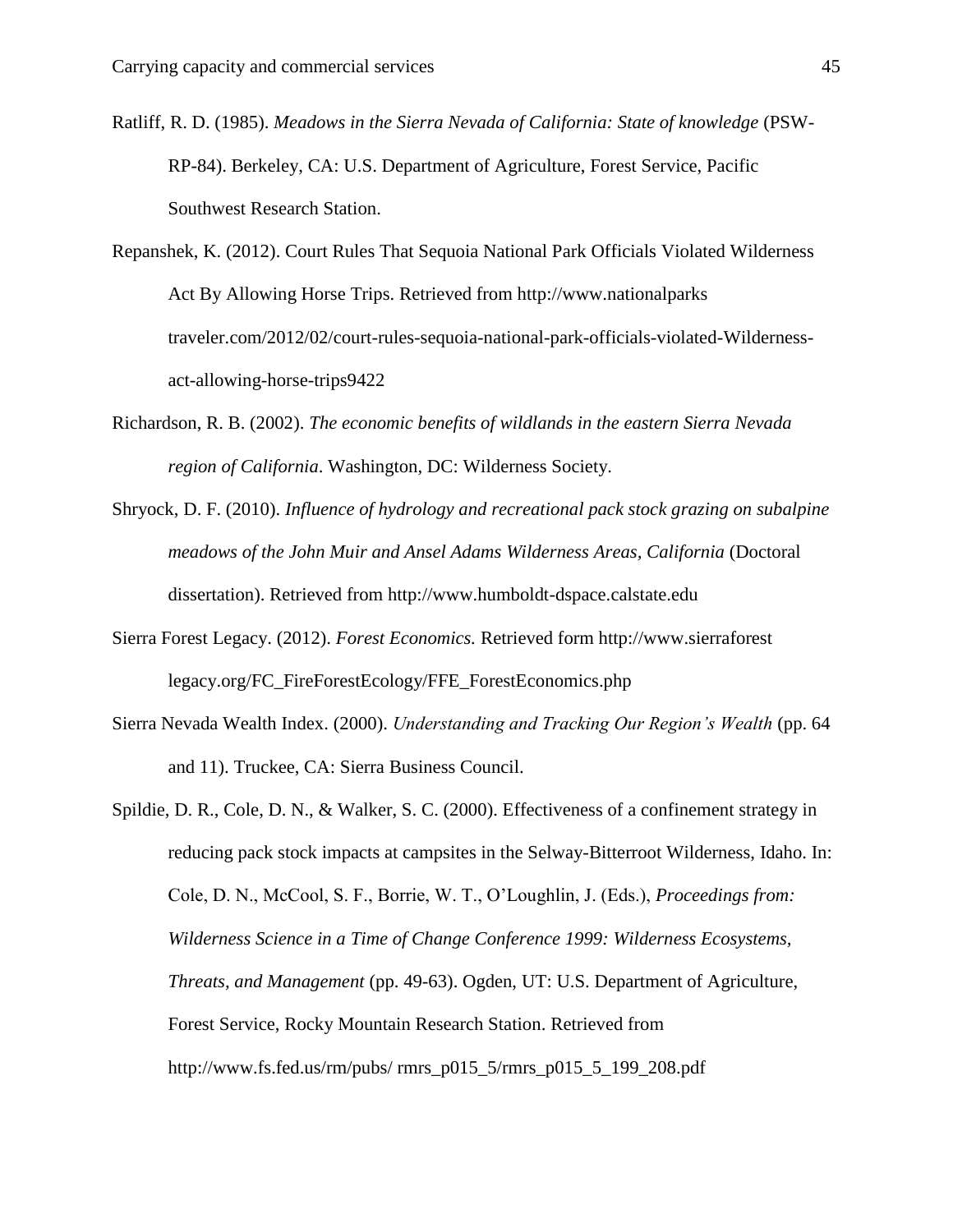Ratliff, R. D. (1985). *Meadows in the Sierra Nevada of California: State of knowledge* (PSW-RP-84). Berkeley, CA: U.S. Department of Agriculture, Forest Service, Pacific Southwest Research Station.

Repanshek, K. (2012). Court Rules That Sequoia National Park Officials Violated Wilderness Act By Allowing Horse Trips. Retrieved from http://www.nationalparks traveler.com/2012/02/court-rules-sequoia-national-park-officials-violated-Wilderness-act-allowing-horse-trips9422

Richardson, R. B. (2002). *The economic benefits of wildlands in the eastern Sierra Nevada region of California*. Washington, DC: Wilderness Society.

Shryock, D. F. (2010). *Influence of hydrology and recreational pack stock grazing on subalpine meadows of the John Muir and Ansel Adams Wilderness Areas, California* (Doctoral dissertation). Retrieved from http://www.humboldt-dspace.calstate.edu

Sierra Forest Legacy. (2012). *Forest Economics.* Retrieved form http://www.sierraforest legacy.org/FC_FireForestEcology/FFE_ForestEconomics.php

Sierra Nevada Wealth Index. (2000). *Understanding and Tracking Our Region's Wealth* (pp. 64 and 11). Truckee, CA: Sierra Business Council.

Spildie, D. R., Cole, D. N., & Walker, S. C. (2000). Effectiveness of a confinement strategy in reducing pack stock impacts at campsites in the Selway-Bitterroot Wilderness, Idaho. In: Cole, D. N., McCool, S. F., Borrie, W. T., O'Loughlin, J. (Eds.), *Proceedings from: Wilderness Science in a Time of Change Conference 1999: Wilderness Ecosystems, Threats, and Management* (pp. 49-63). Ogden, UT: U.S. Department of Agriculture, Forest Service, Rocky Mountain Research Station. Retrieved from http://www.fs.fed.us/rm/pubs/ rmrs_p015_5/rmrs_p015_5_199_208.pdf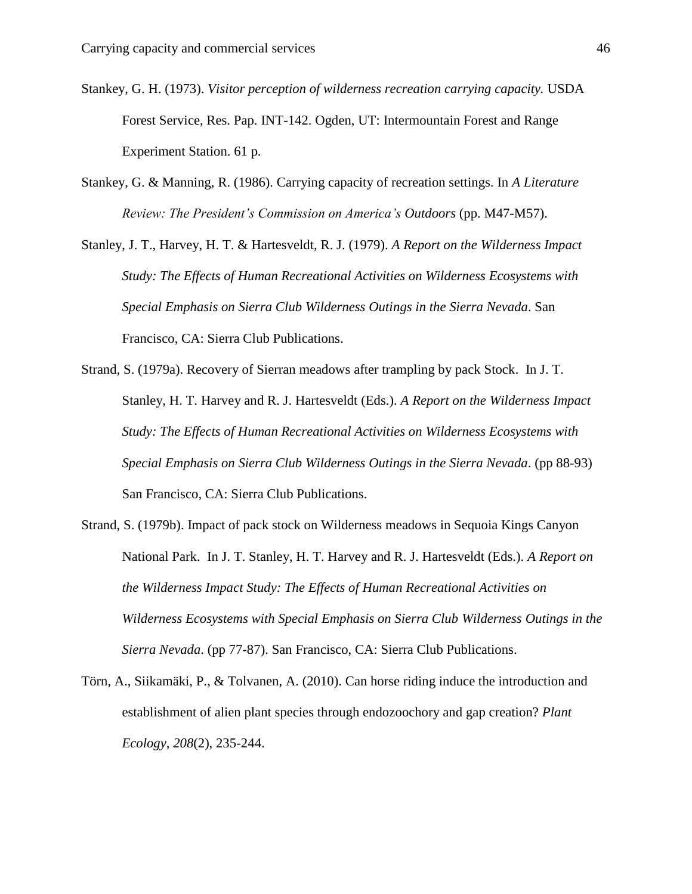Stankey, G. H. (1973). *Visitor perception of wilderness recreation carrying capacity.* USDA Forest Service, Res. Pap. INT-142. Ogden, UT: Intermountain Forest and Range Experiment Station. 61 p.

Stankey, G. & Manning, R. (1986). Carrying capacity of recreation settings. In *A Literature Review: The President's Commission on America's Outdoors* (pp. M47-M57).

Stanley, J. T., Harvey, H. T. & Hartesveldt, R. J. (1979). *A Report on the Wilderness Impact Study: The Effects of Human Recreational Activities on Wilderness Ecosystems with Special Emphasis on Sierra Club Wilderness Outings in the Sierra Nevada*. San Francisco, CA: Sierra Club Publications.

Strand, S. (1979a). Recovery of Sierran meadows after trampling by pack Stock. In J. T. Stanley, H. T. Harvey and R. J. Hartesveldt (Eds.). *A Report on the Wilderness Impact Study: The Effects of Human Recreational Activities on Wilderness Ecosystems with Special Emphasis on Sierra Club Wilderness Outings in the Sierra Nevada*. (pp 88-93) San Francisco, CA: Sierra Club Publications.

Strand, S. (1979b). Impact of pack stock on Wilderness meadows in Sequoia Kings Canyon National Park. In J. T. Stanley, H. T. Harvey and R. J. Hartesveldt (Eds.). *A Report on the Wilderness Impact Study: The Effects of Human Recreational Activities on Wilderness Ecosystems with Special Emphasis on Sierra Club Wilderness Outings in the Sierra Nevada*. (pp 77-87). San Francisco, CA: Sierra Club Publications.

Törn, A., Siikamäki, P., & Tolvanen, A. (2010). Can horse riding induce the introduction and establishment of alien plant species through endozoochory and gap creation? *Plant Ecology, 208*(2), 235-244.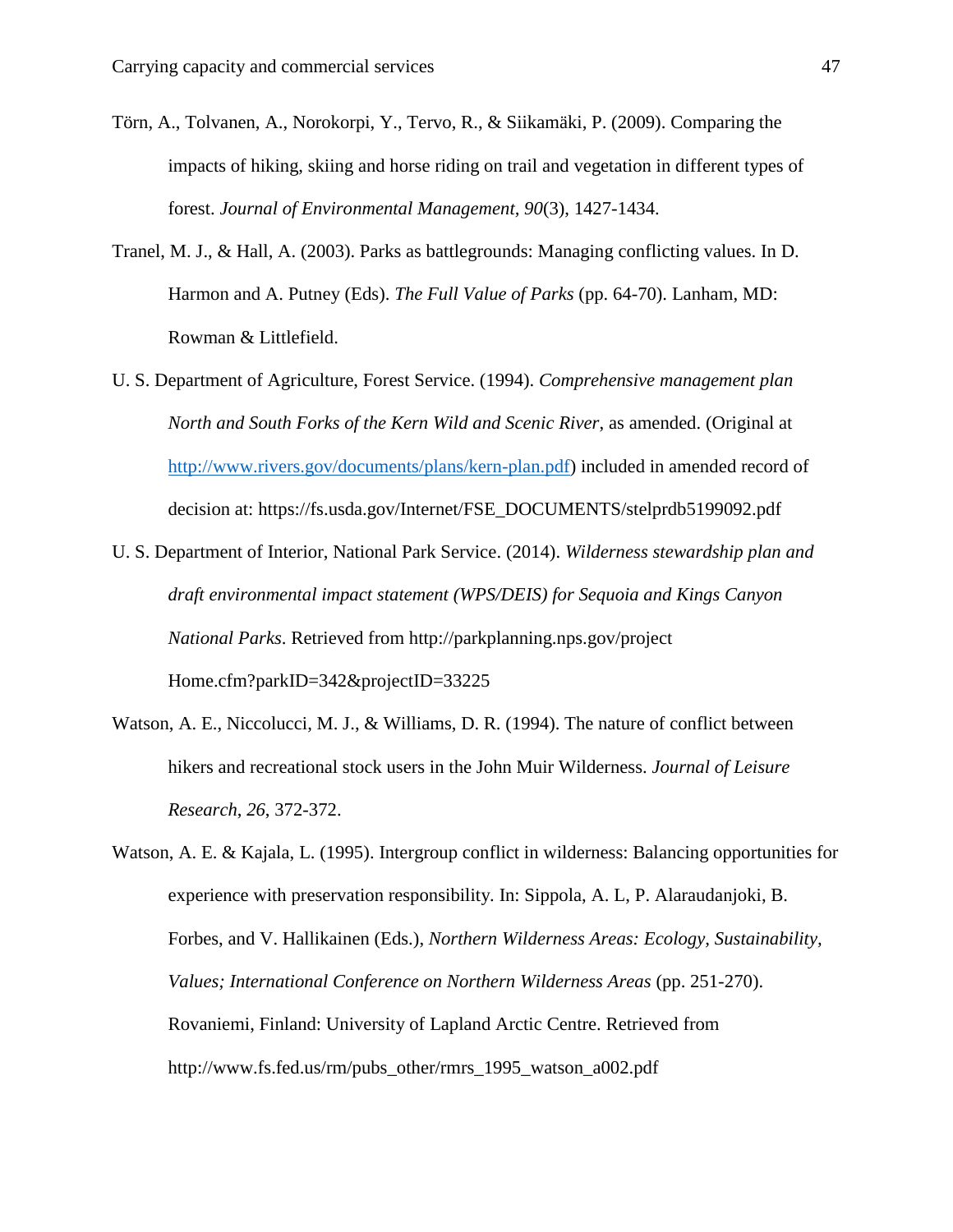Törn, A., Tolvanen, A., Norokorpi, Y., Tervo, R., & Siikamäki, P. (2009). Comparing the impacts of hiking, skiing and horse riding on trail and vegetation in different types of forest. *Journal of Environmental Management*, *90*(3), 1427-1434.

Tranel, M. J., & Hall, A. (2003). Parks as battlegrounds: Managing conflicting values. In D. Harmon and A. Putney (Eds). *The Full Value of Parks* (pp. 64-70). Lanham, MD: Rowman & Littlefield.

U. S. Department of Agriculture, Forest Service. (1994). *Comprehensive management plan North and South Forks of the Kern Wild and Scenic River*, as amended. (Original at http://www.rivers.gov/documents/plans/kern-plan.pdf) included in amended record of decision at: https://fs.usda.gov/Internet/FSE_DOCUMENTS/stelprdb5199092.pdf

U. S. Department of Interior, National Park Service. (2014). *Wilderness stewardship plan and draft environmental impact statement (WPS/DEIS) for Sequoia and Kings Canyon National Parks*. Retrieved from http://parkplanning.nps.gov/project Home.cfm?parkID=342&projectID=33225

Watson, A. E., Niccolucci, M. J., & Williams, D. R. (1994). The nature of conflict between hikers and recreational stock users in the John Muir Wilderness. *Journal of Leisure Research*, *26*, 372-372.

Watson, A. E. & Kajala, L. (1995). Intergroup conflict in wilderness: Balancing opportunities for experience with preservation responsibility. In: Sippola, A. L, P. Alaraudanjoki, B. Forbes, and V. Hallikainen (Eds.), *Northern Wilderness Areas: Ecology, Sustainability, Values; International Conference on Northern Wilderness Areas* (pp. 251-270). Rovaniemi, Finland: University of Lapland Arctic Centre. Retrieved from http://www.fs.fed.us/rm/pubs_other/rmrs_1995_watson_a002.pdf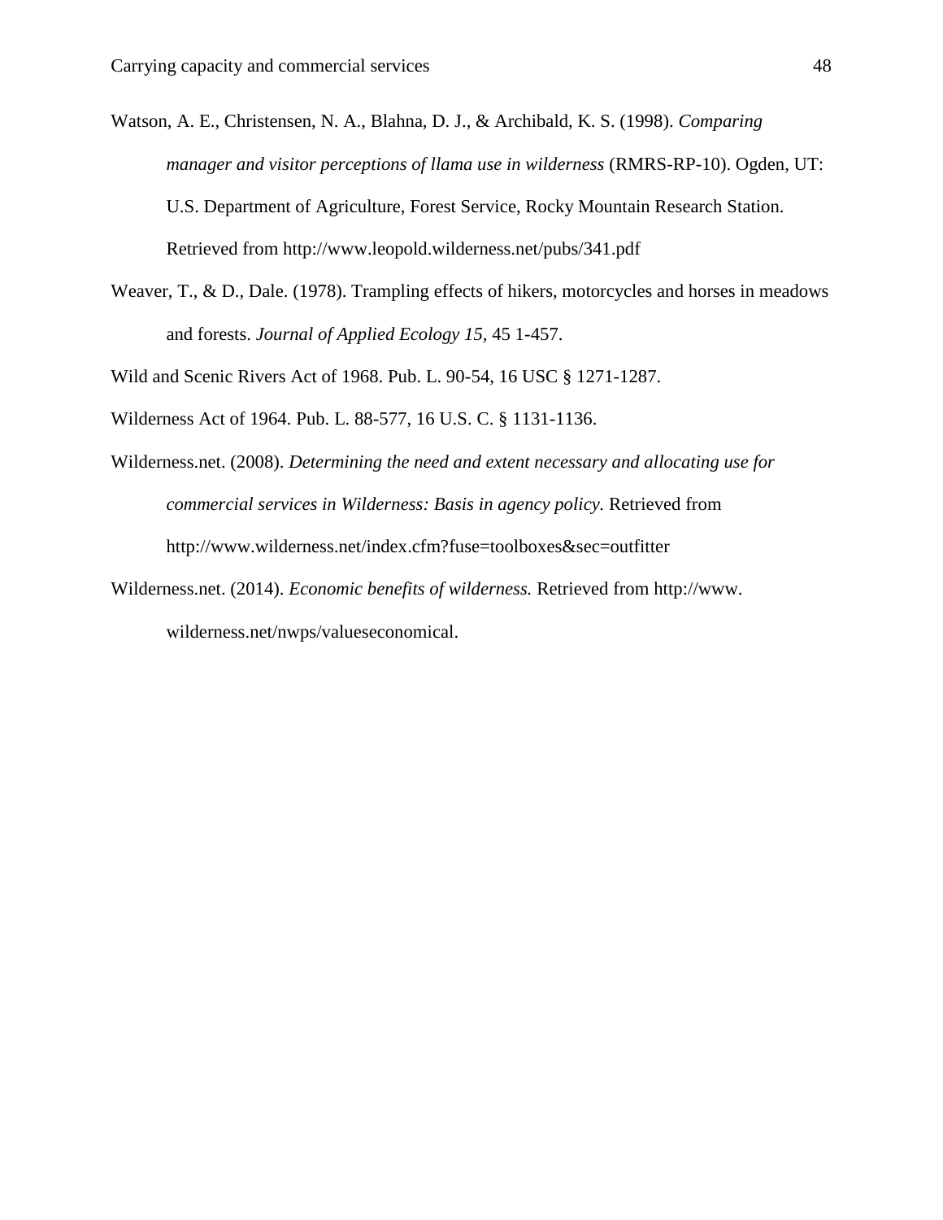Watson, A. E., Christensen, N. A., Blahna, D. J., & Archibald, K. S. (1998). *Comparing manager and visitor perceptions of llama use in wilderness* (RMRS-RP-10). Ogden, UT: U.S. Department of Agriculture, Forest Service, Rocky Mountain Research Station. Retrieved from http://www.leopold.wilderness.net/pubs/341.pdf

Weaver, T., & D., Dale. (1978). Trampling effects of hikers, motorcycles and horses in meadows and forests. *Journal of Applied Ecology 15*, 45 1-457.

Wild and Scenic Rivers Act of 1968. Pub. L. 90-54, 16 USC § 1271-1287.

Wilderness Act of 1964. Pub. L. 88-577, 16 U.S. C. § 1131-1136.

Wilderness.net. (2008). *Determining the need and extent necessary and allocating use for commercial services in Wilderness: Basis in agency policy.* Retrieved from http://www.wilderness.net/index.cfm?fuse=toolboxes&sec=outfitter

Wilderness.net. (2014). *Economic benefits of wilderness.* Retrieved from http://www. wilderness.net/nwps/valueseconomical.